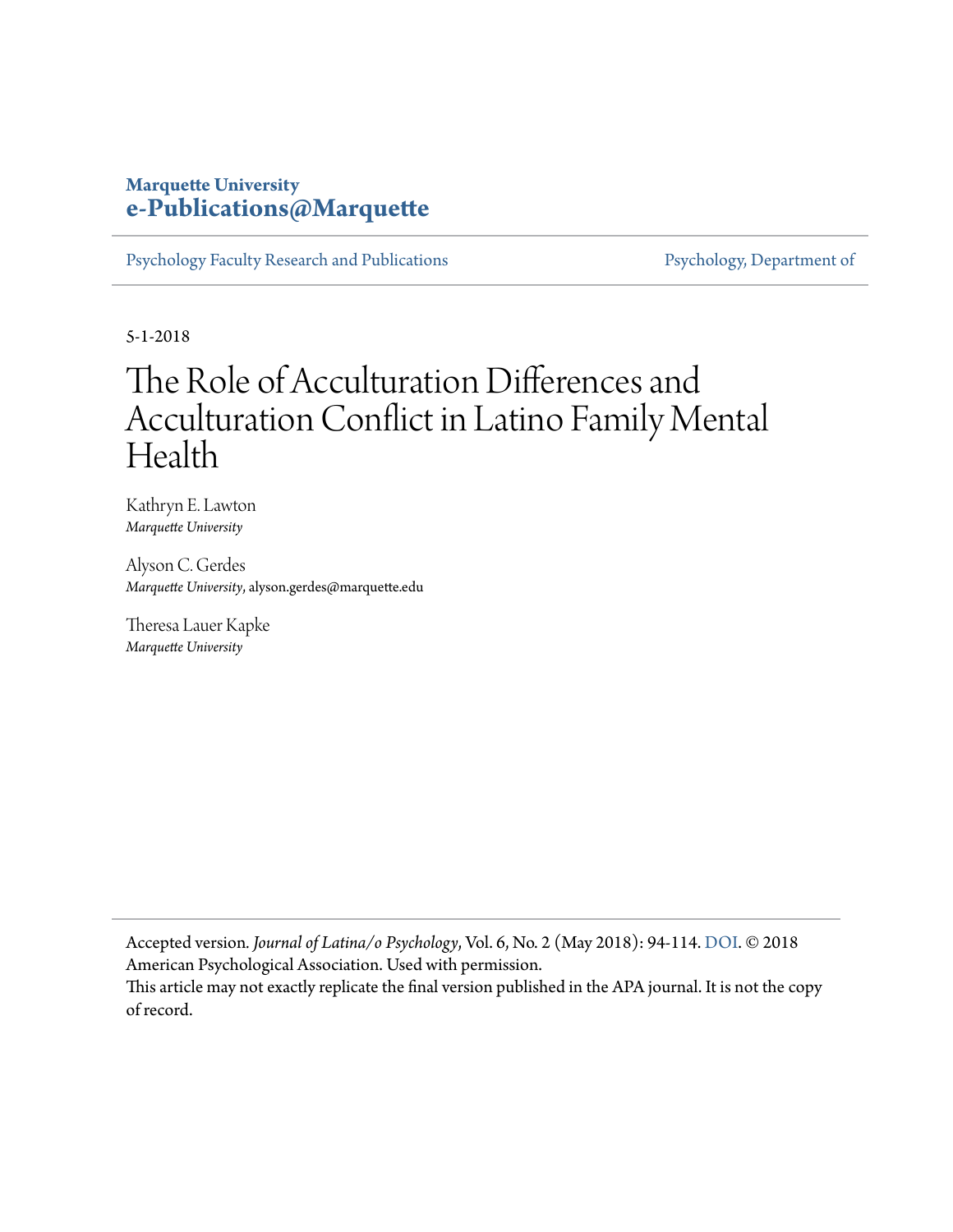**Marquette University**
**e-Publications@Marquette**

Psychology Faculty Research and Publications | Psychology, Department of

5-1-2018

# The Role of Acculturation Differences and Acculturation Conflict in Latino Family Mental Health

Kathryn E. Lawton
*Marquette University*

Alyson C. Gerdes
*Marquette University*, alyson.gerdes@marquette.edu

Theresa Lauer Kapke
*Marquette University*

Accepted version. *Journal of Latina/o Psychology*, Vol. 6, No. 2 (May 2018): 94-114. DOI. © 2018 American Psychological Association. Used with permission.
This article may not exactly replicate the final version published in the APA journal. It is not the copy of record.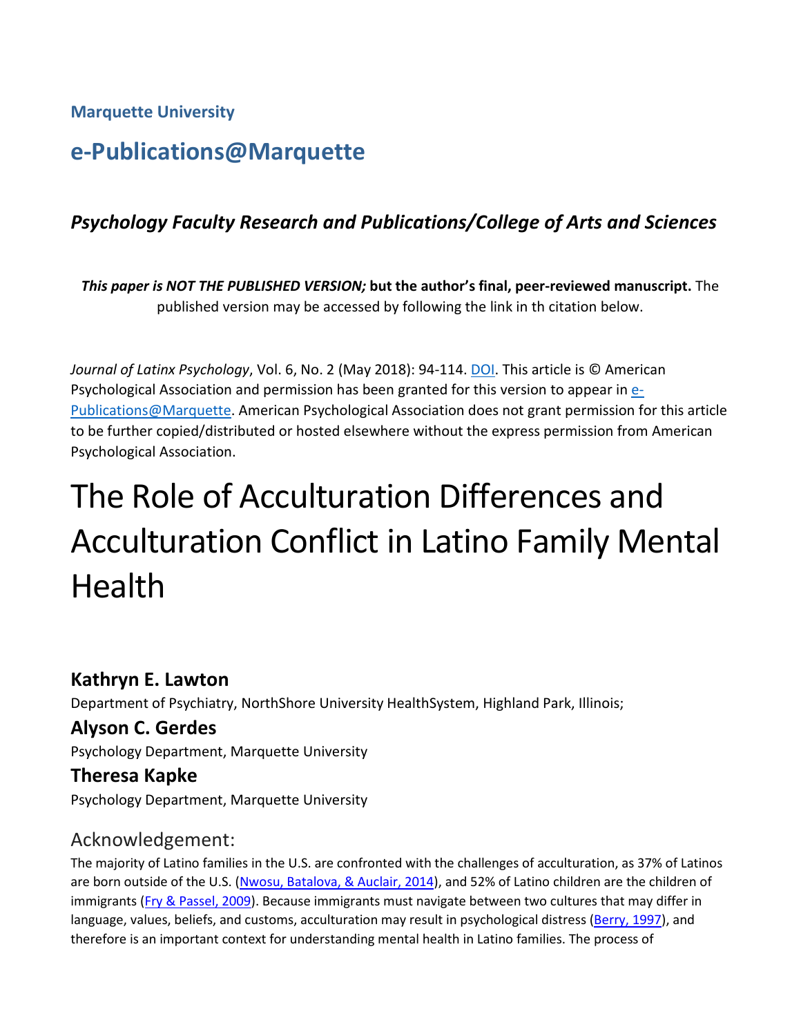**Marquette University**

## e-Publications@Marquette

### *Psychology Faculty Research and Publications/College of Arts and Sciences*

***This paper is NOT THE PUBLISHED VERSION;* but the author's final, peer-reviewed manuscript.** The published version may be accessed by following the link in th citation below.

*Journal of Latinx Psychology*, Vol. 6, No. 2 (May 2018): 94-114. DOI. This article is © American Psychological Association and permission has been granted for this version to appear in e-Publications@Marquette. American Psychological Association does not grant permission for this article to be further copied/distributed or hosted elsewhere without the express permission from American Psychological Association.

# The Role of Acculturation Differences and Acculturation Conflict in Latino Family Mental Health

**Kathryn E. Lawton**

Department of Psychiatry, NorthShore University HealthSystem, Highland Park, Illinois;

**Alyson C. Gerdes**

Psychology Department, Marquette University

**Theresa Kapke**

Psychology Department, Marquette University

## Acknowledgement:

The majority of Latino families in the U.S. are confronted with the challenges of acculturation, as 37% of Latinos are born outside of the U.S. (Nwosu, Batalova, & Auclair, 2014), and 52% of Latino children are the children of immigrants (Fry & Passel, 2009). Because immigrants must navigate between two cultures that may differ in language, values, beliefs, and customs, acculturation may result in psychological distress (Berry, 1997), and therefore is an important context for understanding mental health in Latino families. The process of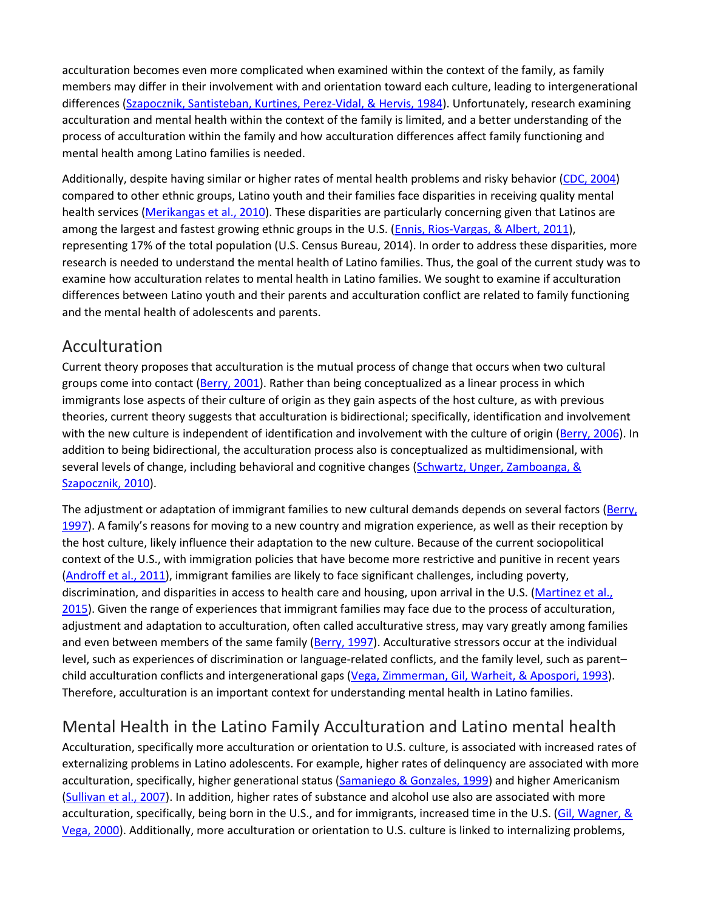acculturation becomes even more complicated when examined within the context of the family, as family members may differ in their involvement with and orientation toward each culture, leading to intergenerational differences (Szapocznik, Santisteban, Kurtines, Perez-Vidal, & Hervis, 1984). Unfortunately, research examining acculturation and mental health within the context of the family is limited, and a better understanding of the process of acculturation within the family and how acculturation differences affect family functioning and mental health among Latino families is needed.

Additionally, despite having similar or higher rates of mental health problems and risky behavior (CDC, 2004) compared to other ethnic groups, Latino youth and their families face disparities in receiving quality mental health services (Merikangas et al., 2010). These disparities are particularly concerning given that Latinos are among the largest and fastest growing ethnic groups in the U.S. (Ennis, Rios-Vargas, & Albert, 2011), representing 17% of the total population (U.S. Census Bureau, 2014). In order to address these disparities, more research is needed to understand the mental health of Latino families. Thus, the goal of the current study was to examine how acculturation relates to mental health in Latino families. We sought to examine if acculturation differences between Latino youth and their parents and acculturation conflict are related to family functioning and the mental health of adolescents and parents.

## Acculturation

Current theory proposes that acculturation is the mutual process of change that occurs when two cultural groups come into contact (Berry, 2001). Rather than being conceptualized as a linear process in which immigrants lose aspects of their culture of origin as they gain aspects of the host culture, as with previous theories, current theory suggests that acculturation is bidirectional; specifically, identification and involvement with the new culture is independent of identification and involvement with the culture of origin (Berry, 2006). In addition to being bidirectional, the acculturation process also is conceptualized as multidimensional, with several levels of change, including behavioral and cognitive changes (Schwartz, Unger, Zamboanga, & Szapocznik, 2010).

The adjustment or adaptation of immigrant families to new cultural demands depends on several factors (Berry, 1997). A family's reasons for moving to a new country and migration experience, as well as their reception by the host culture, likely influence their adaptation to the new culture. Because of the current sociopolitical context of the U.S., with immigration policies that have become more restrictive and punitive in recent years (Androff et al., 2011), immigrant families are likely to face significant challenges, including poverty, discrimination, and disparities in access to health care and housing, upon arrival in the U.S. (Martinez et al., 2015). Given the range of experiences that immigrant families may face due to the process of acculturation, adjustment and adaptation to acculturation, often called acculturative stress, may vary greatly among families and even between members of the same family (Berry, 1997). Acculturative stressors occur at the individual level, such as experiences of discrimination or language-related conflicts, and the family level, such as parent–child acculturation conflicts and intergenerational gaps (Vega, Zimmerman, Gil, Warheit, & Apospori, 1993). Therefore, acculturation is an important context for understanding mental health in Latino families.

## Mental Health in the Latino Family Acculturation and Latino mental health

Acculturation, specifically more acculturation or orientation to U.S. culture, is associated with increased rates of externalizing problems in Latino adolescents. For example, higher rates of delinquency are associated with more acculturation, specifically, higher generational status (Samaniego & Gonzales, 1999) and higher Americanism (Sullivan et al., 2007). In addition, higher rates of substance and alcohol use also are associated with more acculturation, specifically, being born in the U.S., and for immigrants, increased time in the U.S. (Gil, Wagner, & Vega, 2000). Additionally, more acculturation or orientation to U.S. culture is linked to internalizing problems,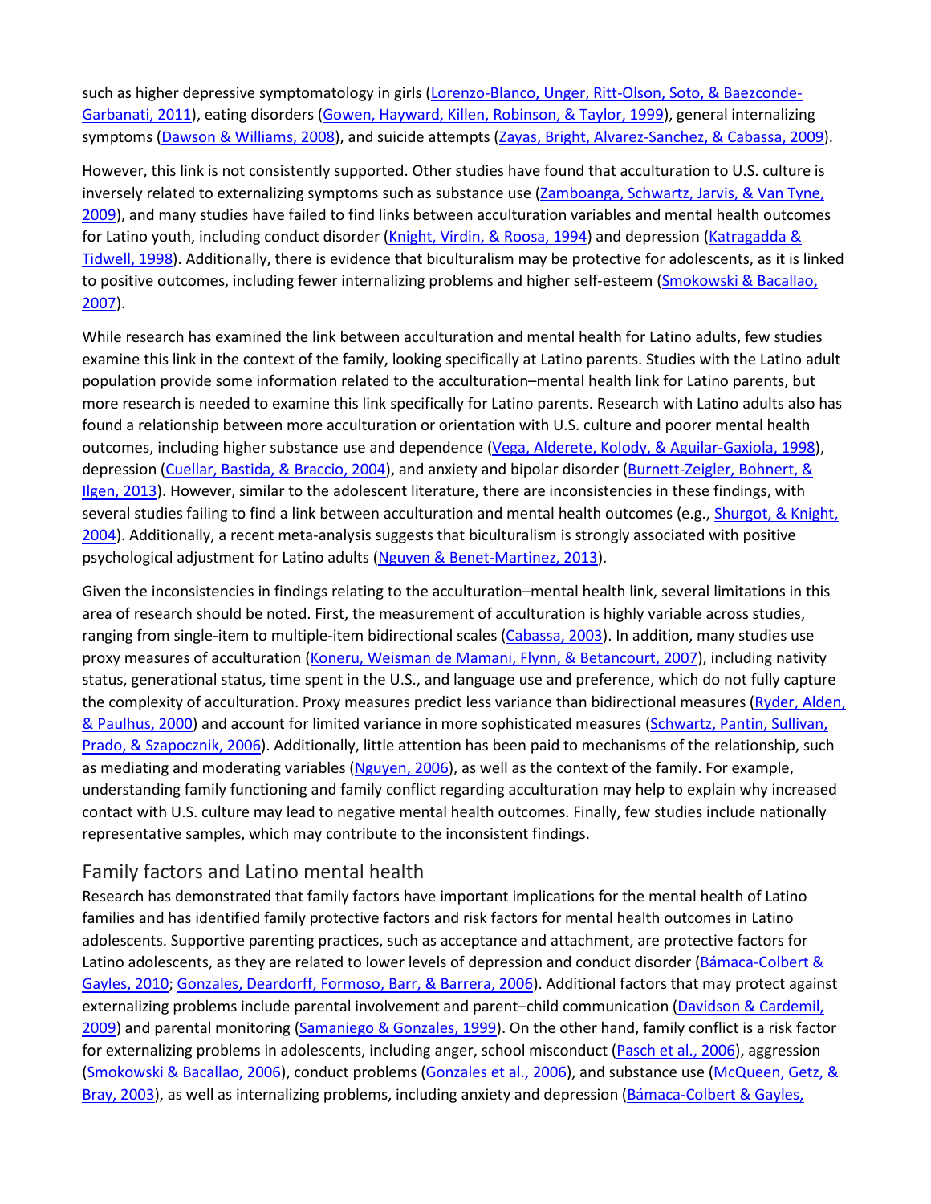such as higher depressive symptomatology in girls (Lorenzo-Blanco, Unger, Ritt-Olson, Soto, & Baezconde-Garbanati, 2011), eating disorders (Gowen, Hayward, Killen, Robinson, & Taylor, 1999), general internalizing symptoms (Dawson & Williams, 2008), and suicide attempts (Zayas, Bright, Alvarez-Sanchez, & Cabassa, 2009).

However, this link is not consistently supported. Other studies have found that acculturation to U.S. culture is inversely related to externalizing symptoms such as substance use (Zamboanga, Schwartz, Jarvis, & Van Tyne, 2009), and many studies have failed to find links between acculturation variables and mental health outcomes for Latino youth, including conduct disorder (Knight, Virdin, & Roosa, 1994) and depression (Katragadda & Tidwell, 1998). Additionally, there is evidence that biculturalism may be protective for adolescents, as it is linked to positive outcomes, including fewer internalizing problems and higher self-esteem (Smokowski & Bacallao, 2007).

While research has examined the link between acculturation and mental health for Latino adults, few studies examine this link in the context of the family, looking specifically at Latino parents. Studies with the Latino adult population provide some information related to the acculturation–mental health link for Latino parents, but more research is needed to examine this link specifically for Latino parents. Research with Latino adults also has found a relationship between more acculturation or orientation with U.S. culture and poorer mental health outcomes, including higher substance use and dependence (Vega, Alderete, Kolody, & Aguilar-Gaxiola, 1998), depression (Cuellar, Bastida, & Braccio, 2004), and anxiety and bipolar disorder (Burnett-Zeigler, Bohnert, & Ilgen, 2013). However, similar to the adolescent literature, there are inconsistencies in these findings, with several studies failing to find a link between acculturation and mental health outcomes (e.g., Shurgot, & Knight, 2004). Additionally, a recent meta-analysis suggests that biculturalism is strongly associated with positive psychological adjustment for Latino adults (Nguyen & Benet-Martinez, 2013).

Given the inconsistencies in findings relating to the acculturation–mental health link, several limitations in this area of research should be noted. First, the measurement of acculturation is highly variable across studies, ranging from single-item to multiple-item bidirectional scales (Cabassa, 2003). In addition, many studies use proxy measures of acculturation (Koneru, Weisman de Mamani, Flynn, & Betancourt, 2007), including nativity status, generational status, time spent in the U.S., and language use and preference, which do not fully capture the complexity of acculturation. Proxy measures predict less variance than bidirectional measures (Ryder, Alden, & Paulhus, 2000) and account for limited variance in more sophisticated measures (Schwartz, Pantin, Sullivan, Prado, & Szapocznik, 2006). Additionally, little attention has been paid to mechanisms of the relationship, such as mediating and moderating variables (Nguyen, 2006), as well as the context of the family. For example, understanding family functioning and family conflict regarding acculturation may help to explain why increased contact with U.S. culture may lead to negative mental health outcomes. Finally, few studies include nationally representative samples, which may contribute to the inconsistent findings.

## Family factors and Latino mental health

Research has demonstrated that family factors have important implications for the mental health of Latino families and has identified family protective factors and risk factors for mental health outcomes in Latino adolescents. Supportive parenting practices, such as acceptance and attachment, are protective factors for Latino adolescents, as they are related to lower levels of depression and conduct disorder (Bámaca-Colbert & Gayles, 2010; Gonzales, Deardorff, Formoso, Barr, & Barrera, 2006). Additional factors that may protect against externalizing problems include parental involvement and parent–child communication (Davidson & Cardemil, 2009) and parental monitoring (Samaniego & Gonzales, 1999). On the other hand, family conflict is a risk factor for externalizing problems in adolescents, including anger, school misconduct (Pasch et al., 2006), aggression (Smokowski & Bacallao, 2006), conduct problems (Gonzales et al., 2006), and substance use (McQueen, Getz, & Bray, 2003), as well as internalizing problems, including anxiety and depression (Bámaca-Colbert & Gayles,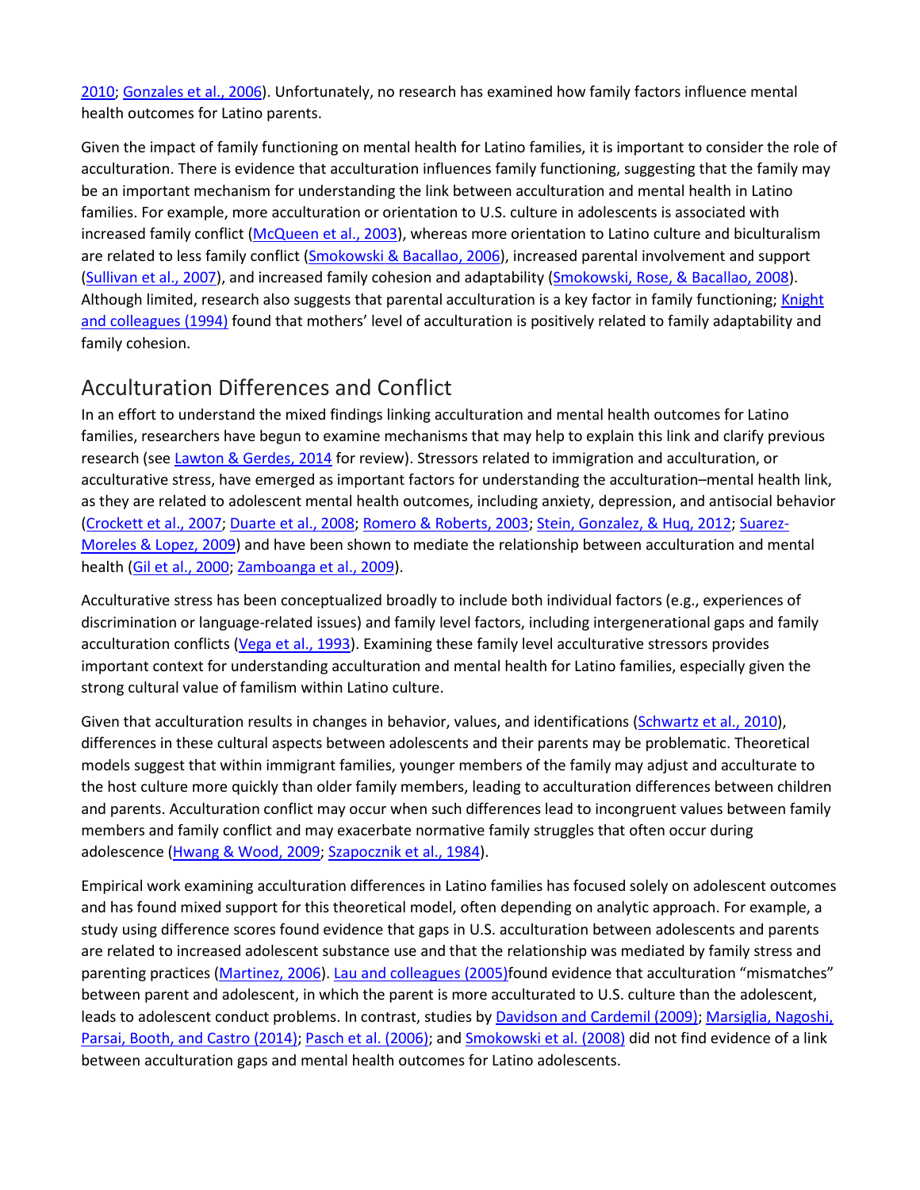2010; Gonzales et al., 2006). Unfortunately, no research has examined how family factors influence mental health outcomes for Latino parents.

Given the impact of family functioning on mental health for Latino families, it is important to consider the role of acculturation. There is evidence that acculturation influences family functioning, suggesting that the family may be an important mechanism for understanding the link between acculturation and mental health in Latino families. For example, more acculturation or orientation to U.S. culture in adolescents is associated with increased family conflict (McQueen et al., 2003), whereas more orientation to Latino culture and biculturalism are related to less family conflict (Smokowski & Bacallao, 2006), increased parental involvement and support (Sullivan et al., 2007), and increased family cohesion and adaptability (Smokowski, Rose, & Bacallao, 2008). Although limited, research also suggests that parental acculturation is a key factor in family functioning; Knight and colleagues (1994) found that mothers' level of acculturation is positively related to family adaptability and family cohesion.

## Acculturation Differences and Conflict

In an effort to understand the mixed findings linking acculturation and mental health outcomes for Latino families, researchers have begun to examine mechanisms that may help to explain this link and clarify previous research (see Lawton & Gerdes, 2014 for review). Stressors related to immigration and acculturation, or acculturative stress, have emerged as important factors for understanding the acculturation–mental health link, as they are related to adolescent mental health outcomes, including anxiety, depression, and antisocial behavior (Crockett et al., 2007; Duarte et al., 2008; Romero & Roberts, 2003; Stein, Gonzalez, & Huq, 2012; Suarez-Moreles & Lopez, 2009) and have been shown to mediate the relationship between acculturation and mental health (Gil et al., 2000; Zamboanga et al., 2009).

Acculturative stress has been conceptualized broadly to include both individual factors (e.g., experiences of discrimination or language-related issues) and family level factors, including intergenerational gaps and family acculturation conflicts (Vega et al., 1993). Examining these family level acculturative stressors provides important context for understanding acculturation and mental health for Latino families, especially given the strong cultural value of familism within Latino culture.

Given that acculturation results in changes in behavior, values, and identifications (Schwartz et al., 2010), differences in these cultural aspects between adolescents and their parents may be problematic. Theoretical models suggest that within immigrant families, younger members of the family may adjust and acculturate to the host culture more quickly than older family members, leading to acculturation differences between children and parents. Acculturation conflict may occur when such differences lead to incongruent values between family members and family conflict and may exacerbate normative family struggles that often occur during adolescence (Hwang & Wood, 2009; Szapocznik et al., 1984).

Empirical work examining acculturation differences in Latino families has focused solely on adolescent outcomes and has found mixed support for this theoretical model, often depending on analytic approach. For example, a study using difference scores found evidence that gaps in U.S. acculturation between adolescents and parents are related to increased adolescent substance use and that the relationship was mediated by family stress and parenting practices (Martinez, 2006). Lau and colleagues (2005)found evidence that acculturation "mismatches" between parent and adolescent, in which the parent is more acculturated to U.S. culture than the adolescent, leads to adolescent conduct problems. In contrast, studies by Davidson and Cardemil (2009); Marsiglia, Nagoshi, Parsai, Booth, and Castro (2014); Pasch et al. (2006); and Smokowski et al. (2008) did not find evidence of a link between acculturation gaps and mental health outcomes for Latino adolescents.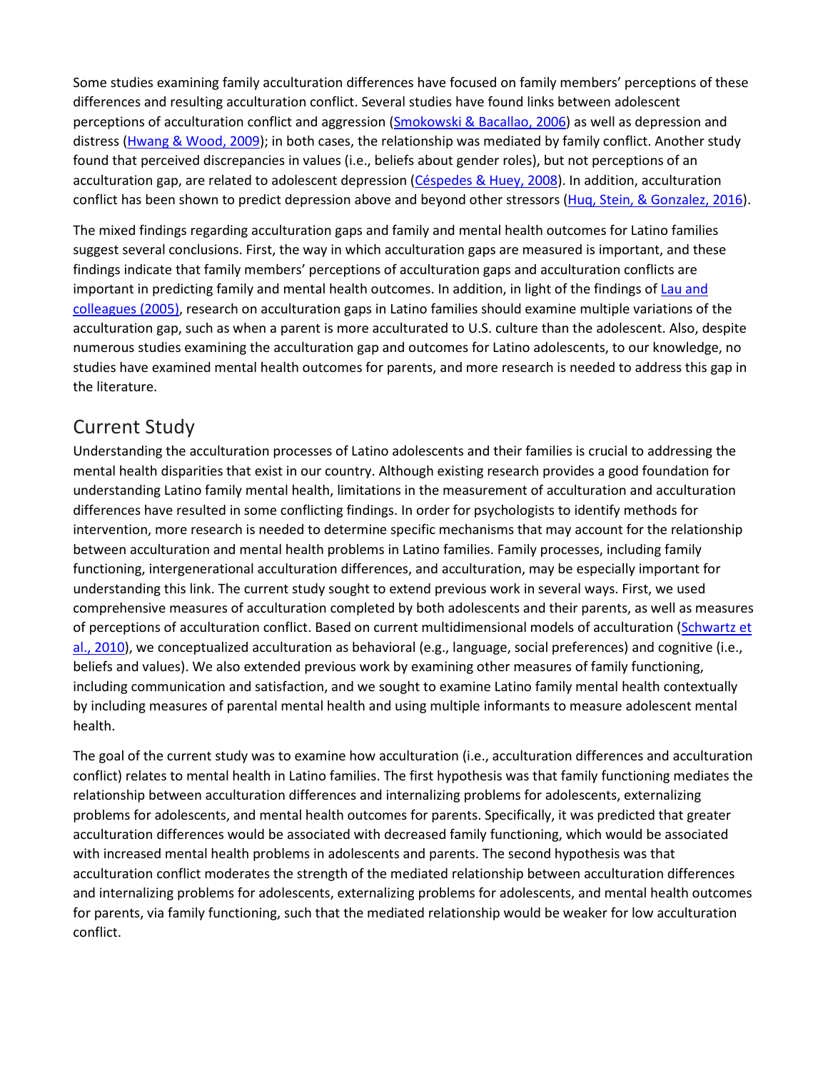Some studies examining family acculturation differences have focused on family members' perceptions of these differences and resulting acculturation conflict. Several studies have found links between adolescent perceptions of acculturation conflict and aggression (Smokowski & Bacallao, 2006) as well as depression and distress (Hwang & Wood, 2009); in both cases, the relationship was mediated by family conflict. Another study found that perceived discrepancies in values (i.e., beliefs about gender roles), but not perceptions of an acculturation gap, are related to adolescent depression (Céspedes & Huey, 2008). In addition, acculturation conflict has been shown to predict depression above and beyond other stressors (Huq, Stein, & Gonzalez, 2016).

The mixed findings regarding acculturation gaps and family and mental health outcomes for Latino families suggest several conclusions. First, the way in which acculturation gaps are measured is important, and these findings indicate that family members' perceptions of acculturation gaps and acculturation conflicts are important in predicting family and mental health outcomes. In addition, in light of the findings of Lau and colleagues (2005), research on acculturation gaps in Latino families should examine multiple variations of the acculturation gap, such as when a parent is more acculturated to U.S. culture than the adolescent. Also, despite numerous studies examining the acculturation gap and outcomes for Latino adolescents, to our knowledge, no studies have examined mental health outcomes for parents, and more research is needed to address this gap in the literature.

## Current Study

Understanding the acculturation processes of Latino adolescents and their families is crucial to addressing the mental health disparities that exist in our country. Although existing research provides a good foundation for understanding Latino family mental health, limitations in the measurement of acculturation and acculturation differences have resulted in some conflicting findings. In order for psychologists to identify methods for intervention, more research is needed to determine specific mechanisms that may account for the relationship between acculturation and mental health problems in Latino families. Family processes, including family functioning, intergenerational acculturation differences, and acculturation, may be especially important for understanding this link. The current study sought to extend previous work in several ways. First, we used comprehensive measures of acculturation completed by both adolescents and their parents, as well as measures of perceptions of acculturation conflict. Based on current multidimensional models of acculturation (Schwartz et al., 2010), we conceptualized acculturation as behavioral (e.g., language, social preferences) and cognitive (i.e., beliefs and values). We also extended previous work by examining other measures of family functioning, including communication and satisfaction, and we sought to examine Latino family mental health contextually by including measures of parental mental health and using multiple informants to measure adolescent mental health.

The goal of the current study was to examine how acculturation (i.e., acculturation differences and acculturation conflict) relates to mental health in Latino families. The first hypothesis was that family functioning mediates the relationship between acculturation differences and internalizing problems for adolescents, externalizing problems for adolescents, and mental health outcomes for parents. Specifically, it was predicted that greater acculturation differences would be associated with decreased family functioning, which would be associated with increased mental health problems in adolescents and parents. The second hypothesis was that acculturation conflict moderates the strength of the mediated relationship between acculturation differences and internalizing problems for adolescents, externalizing problems for adolescents, and mental health outcomes for parents, via family functioning, such that the mediated relationship would be weaker for low acculturation conflict.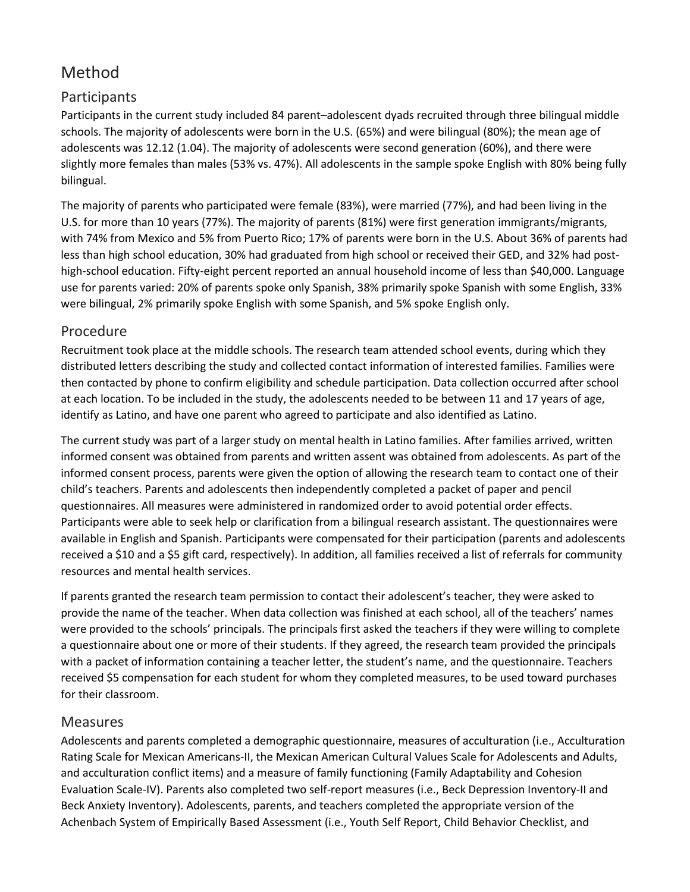# Method

## Participants

Participants in the current study included 84 parent–adolescent dyads recruited through three bilingual middle schools. The majority of adolescents were born in the U.S. (65%) and were bilingual (80%); the mean age of adolescents was 12.12 (1.04). The majority of adolescents were second generation (60%), and there were slightly more females than males (53% vs. 47%). All adolescents in the sample spoke English with 80% being fully bilingual.

The majority of parents who participated were female (83%), were married (77%), and had been living in the U.S. for more than 10 years (77%). The majority of parents (81%) were first generation immigrants/migrants, with 74% from Mexico and 5% from Puerto Rico; 17% of parents were born in the U.S. About 36% of parents had less than high school education, 30% had graduated from high school or received their GED, and 32% had post-high-school education. Fifty-eight percent reported an annual household income of less than $40,000. Language use for parents varied: 20% of parents spoke only Spanish, 38% primarily spoke Spanish with some English, 33% were bilingual, 2% primarily spoke English with some Spanish, and 5% spoke English only.

## Procedure

Recruitment took place at the middle schools. The research team attended school events, during which they distributed letters describing the study and collected contact information of interested families. Families were then contacted by phone to confirm eligibility and schedule participation. Data collection occurred after school at each location. To be included in the study, the adolescents needed to be between 11 and 17 years of age, identify as Latino, and have one parent who agreed to participate and also identified as Latino.

The current study was part of a larger study on mental health in Latino families. After families arrived, written informed consent was obtained from parents and written assent was obtained from adolescents. As part of the informed consent process, parents were given the option of allowing the research team to contact one of their child's teachers. Parents and adolescents then independently completed a packet of paper and pencil questionnaires. All measures were administered in randomized order to avoid potential order effects. Participants were able to seek help or clarification from a bilingual research assistant. The questionnaires were available in English and Spanish. Participants were compensated for their participation (parents and adolescents received a $10 and a $5 gift card, respectively). In addition, all families received a list of referrals for community resources and mental health services.

If parents granted the research team permission to contact their adolescent's teacher, they were asked to provide the name of the teacher. When data collection was finished at each school, all of the teachers' names were provided to the schools' principals. The principals first asked the teachers if they were willing to complete a questionnaire about one or more of their students. If they agreed, the research team provided the principals with a packet of information containing a teacher letter, the student's name, and the questionnaire. Teachers received $5 compensation for each student for whom they completed measures, to be used toward purchases for their classroom.

## Measures

Adolescents and parents completed a demographic questionnaire, measures of acculturation (i.e., Acculturation Rating Scale for Mexican Americans-II, the Mexican American Cultural Values Scale for Adolescents and Adults, and acculturation conflict items) and a measure of family functioning (Family Adaptability and Cohesion Evaluation Scale-IV). Parents also completed two self-report measures (i.e., Beck Depression Inventory-II and Beck Anxiety Inventory). Adolescents, parents, and teachers completed the appropriate version of the Achenbach System of Empirically Based Assessment (i.e., Youth Self Report, Child Behavior Checklist, and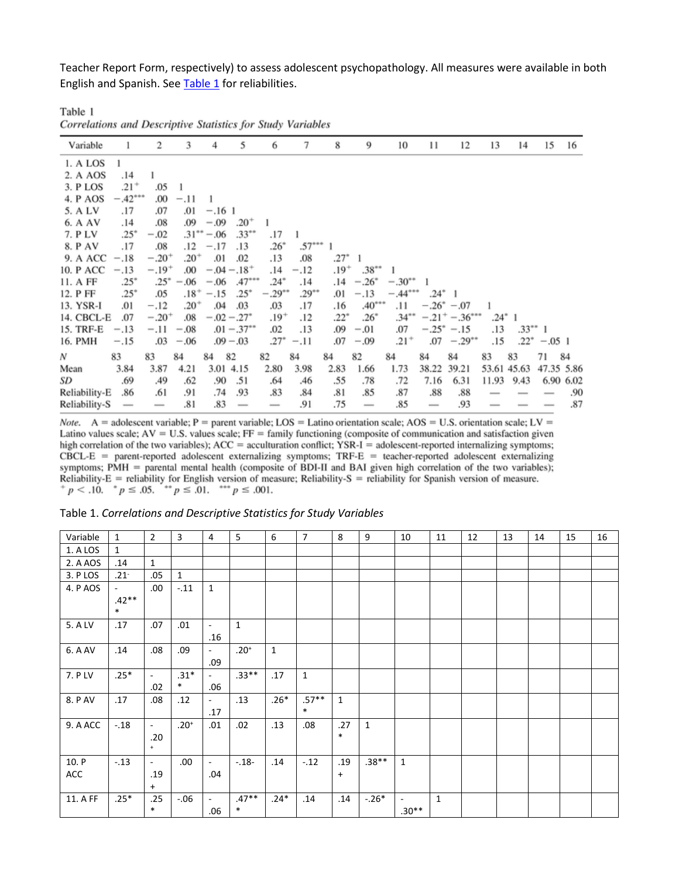Teacher Report Form, respectively) to assess adolescent psychopathology. All measures were available in both English and Spanish. See Table 1 for reliabilities.

Table 1
*Correlations and Descriptive Statistics for Study Variables*

| Variable | 1 | 2 | 3 | 4 | 5 | 6 | 7 | 8 | 9 | 10 | 11 | 12 | 13 | 14 | 15 | 16 |
|---|---|---|---|---|---|---|---|---|---|---|---|---|---|---|---|---|
| 1. A LOS | 1 | | | | | | | | | | | | | | | |
| 2. A AOS | .14 | 1 | | | | | | | | | | | | | | |
| 3. P LOS | .21$^{+}$ | .05 | 1 | | | | | | | | | | | | | |
| 4. P AOS | −.42$^{***}$ | .00 | −.11 | 1 | | | | | | | | | | | | |
| 5. A LV | .17 | .07 | .01 | −.16 | 1 | | | | | | | | | | | |
| 6. A AV | .14 | .08 | .09 | −.09 | .20$^{+}$ | 1 | | | | | | | | | | |
| 7. P LV | .25$^{*}$ | −.02 | .31$^{**}$ | −.06 | .33$^{**}$ | .17 | 1 | | | | | | | | | |
| 8. P AV | .17 | .08 | .12 | −.17 | .13 | .26$^{*}$ | .57$^{***}$ | 1 | | | | | | | | |
| 9. A ACC | −.18 | −.20$^{+}$ | .20$^{+}$ | .01 | .02 | .13 | .08 | .27$^{*}$ | 1 | | | | | | | |
| 10. P ACC | −.13 | −.19$^{+}$ | .00 | −.04 | −.18$^{+}$ | .14 | −.12 | .19$^{+}$ | .38$^{**}$ | 1 | | | | | | |
| 11. A FF | .25$^{*}$ | .25$^{*}$ | −.06 | −.06 | .47$^{***}$ | .24$^{*}$ | .14 | .14 | −.26$^{*}$ | −.30$^{**}$ | 1 | | | | | |
| 12. P FF | .25$^{*}$ | .05 | .18$^{+}$ | −.15 | .25$^{*}$ | −.29$^{**}$ | .29$^{**}$ | .01 | −.13 | −.44$^{***}$ | .24$^{*}$ | 1 | | | | |
| 13. YSR-I | .01 | −.12 | .20$^{+}$ | .04 | .03 | .03 | .17 | .16 | .40$^{***}$ | .11 | −.26$^{*}$ | −.07 | 1 | | | |
| 14. CBCL-E | .07 | −.20$^{+}$ | .08 | −.02 | −.27$^{*}$ | .19$^{+}$ | .12 | .22$^{*}$ | .26$^{*}$ | .34$^{**}$ | −.21$^{+}$ | −.36$^{***}$ | .24$^{*}$ | 1 | | |
| 15. TRF-E | −.13 | −.11 | −.08 | .01 | −.37$^{**}$ | .02 | .13 | .09 | −.01 | .07 | −.25$^{*}$ | −.15 | .13 | .33$^{**}$ | 1 | |
| 16. PMH | −.15 | .03 | −.06 | .09 | −.03 | .27$^{*}$ | −.11 | .07 | −.09 | .21$^{+}$ | .07 | −.29$^{**}$ | .15 | .22$^{*}$ | −.05 | 1 |
| *N* | 83 | 83 | 84 | 84 | 82 | 82 | 84 | 84 | 82 | 84 | 84 | 84 | 83 | 83 | 71 | 84 |
| Mean | 3.84 | 3.87 | 4.21 | 3.01 | 4.15 | 2.80 | 3.98 | 2.83 | 1.66 | 1.73 | 38.22 | 39.21 | 53.61 | 45.63 | 47.35 | 5.86 |
| *SD* | .69 | .49 | .62 | .90 | .51 | .64 | .46 | .55 | .78 | .72 | 7.16 | 6.31 | 11.93 | 9.43 | 6.90 | 6.02 |
| Reliability-E | .86 | .61 | .91 | .74 | .93 | .83 | .84 | .81 | .85 | .87 | .88 | .88 | — | — | — | .90 |
| Reliability-S | — | — | .81 | .83 | — | — | .91 | .75 | — | .85 | — | .93 | — | — | — | .87 |

*Note.* A = adolescent variable; P = parent variable; LOS = Latino orientation scale; AOS = U.S. orientation scale; LV = Latino values scale; AV = U.S. values scale; FF = family functioning (composite of communication and satisfaction given high correlation of the two variables); ACC = acculturation conflict; YSR-I = adolescent-reported internalizing symptoms; CBCL-E = parent-reported adolescent externalizing symptoms; TRF-E = teacher-reported adolescent externalizing symptoms; PMH = parental mental health (composite of BDI-II and BAI given high correlation of the two variables); Reliability-E = reliability for English version of measure; Reliability-S = reliability for Spanish version of measure.
$^{+}p < .10$. $^{*}p \leq .05$. $^{**}p \leq .01$. $^{***}p \leq .001$.

Table 1. *Correlations and Descriptive Statistics for Study Variables*

| Variable | 1 | 2 | 3 | 4 | 5 | 6 | 7 | 8 | 9 | 10 | 11 | 12 | 13 | 14 | 15 | 16 |
|---|---|---|---|---|---|---|---|---|---|---|---|---|---|---|---|---|
| 1. A LOS | 1 | | | | | | | | | | | | | | | |
| 2. A AOS | .14 | 1 | | | | | | | | | | | | | | |
| 3. P LOS | .21- | .05 | 1 | | | | | | | | | | | | | |
| 4. P AOS | -.42*** | .00 | -.11 | 1 | | | | | | | | | | | | |
| 5. A LV | .17 | .07 | .01 | -.16 | 1 | | | | | | | | | | | |
| 6. A AV | .14 | .08 | .09 | -.09 | .20+ | 1 | | | | | | | | | | |
| 7. P LV | .25* | -.02 | .31** | -.06 | .33** | .17 | 1 | | | | | | | | | |
| 8. P AV | .17 | .08 | .12 | -.17 | .13 | .26* | .57*** | 1 | | | | | | | | |
| 9. A ACC | -.18 | -.20+ | .20+ | .01 | .02 | .13 | .08 | .27* | 1 | | | | | | | |
| 10. P ACC | -.13 | -.19+ | .00 | -.04 | -.18- | .14 | -.12 | .19+ | .38** | 1 | | | | | | |
| 11. A FF | .25* | .25* | -.06 | -.06 | .47*** | .24* | .14 | .14 | -.26* | -.30** | 1 | | | | | |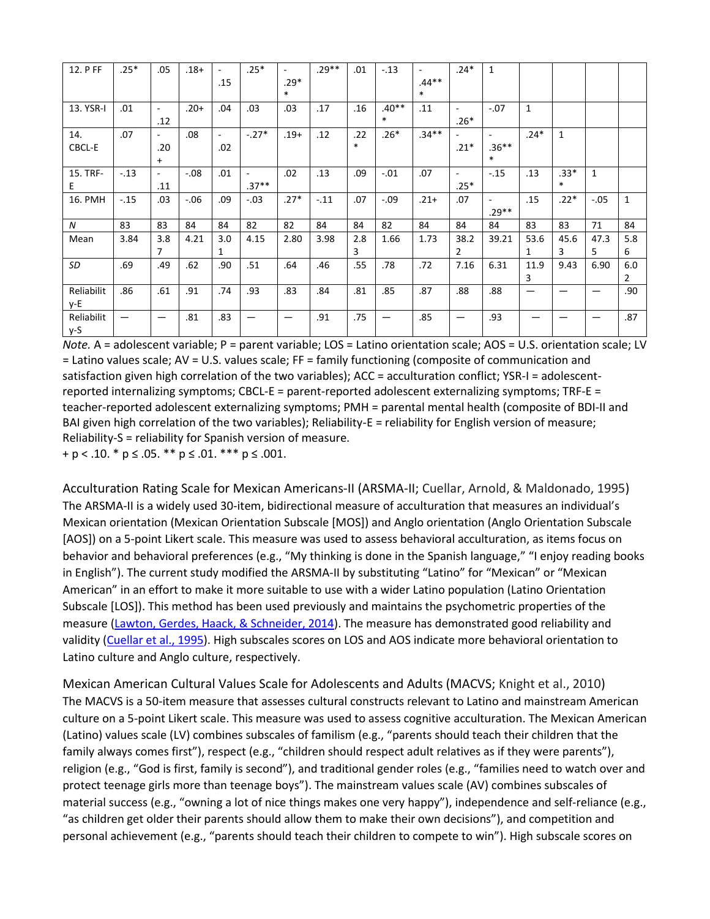| 12. P FF | .25* | .05 | .18+ | -.15 | .25* | -.29* | .29** | .01 | -.13 | -.44*** | .24* | 1 | | | | |
|---|---|---|---|---|---|---|---|---|---|---|---|---|---|---|---|---|
| 13. YSR-I | .01 | -.12 | .20+ | .04 | .03 | .03 | .17 | .16 | .40*** | .11 | -.26* | -.07 | 1 | | | |
| 14. CBCL-E | .07 | -.20+ | .08 | -.02 | -.27* | .19+ | .12 | .22* | .26* | .34** | -.21* | -.36*** | .24* | 1 | | |
| 15. TRF-E | -.13 | -.11 | -.08 | .01 | -.37** | .02 | .13 | .09 | -.01 | .07 | -.25* | -.15 | .13 | .33** | 1 | |
| 16. PMH | -.15 | .03 | -.06 | .09 | -.03 | .27* | -.11 | .07 | -.09 | .21+ | .07 | -.29** | .15 | .22* | -.05 | 1 |
| *N* | 83 | 83 | 84 | 84 | 82 | 82 | 84 | 84 | 82 | 84 | 84 | 84 | 83 | 83 | 71 | 84 |
| Mean | 3.84 | 3.87 | 4.21 | 3.01 | 4.15 | 2.80 | 3.98 | 2.83 | 1.66 | 1.73 | 38.22 | 39.21 | 53.61 | 45.63 | 47.35 | 5.86 |
| *SD* | .69 | .49 | .62 | .90 | .51 | .64 | .46 | .55 | .78 | .72 | 7.16 | 6.31 | 11.93 | 9.43 | 6.90 | 6.02 |
| Reliability-E | .86 | .61 | .91 | .74 | .93 | .83 | .84 | .81 | .85 | .87 | .88 | .88 | — | — | — | .90 |
| Reliability-S | — | — | .81 | .83 | — | — | .91 | .75 | — | .85 | — | .93 | — | — | — | .87 |

*Note.* A = adolescent variable; P = parent variable; LOS = Latino orientation scale; AOS = U.S. orientation scale; LV = Latino values scale; AV = U.S. values scale; FF = family functioning (composite of communication and satisfaction given high correlation of the two variables); ACC = acculturation conflict; YSR-I = adolescent-reported internalizing symptoms; CBCL-E = parent-reported adolescent externalizing symptoms; TRF-E = teacher-reported adolescent externalizing symptoms; PMH = parental mental health (composite of BDI-II and BAI given high correlation of the two variables); Reliability-E = reliability for English version of measure; Reliability-S = reliability for Spanish version of measure.

+ p < .10. * p ≤ .05. ** p ≤ .01. *** p ≤ .001.

### Acculturation Rating Scale for Mexican Americans-II (ARSMA-II; Cuellar, Arnold, & Maldonado, 1995)

The ARSMA-II is a widely used 30-item, bidirectional measure of acculturation that measures an individual's Mexican orientation (Mexican Orientation Subscale [MOS]) and Anglo orientation (Anglo Orientation Subscale [AOS]) on a 5-point Likert scale. This measure was used to assess behavioral acculturation, as items focus on behavior and behavioral preferences (e.g., "My thinking is done in the Spanish language," "I enjoy reading books in English"). The current study modified the ARSMA-II by substituting "Latino" for "Mexican" or "Mexican American" in an effort to make it more suitable to use with a wider Latino population (Latino Orientation Subscale [LOS]). This method has been used previously and maintains the psychometric properties of the measure (Lawton, Gerdes, Haack, & Schneider, 2014). The measure has demonstrated good reliability and validity (Cuellar et al., 1995). High subscales scores on LOS and AOS indicate more behavioral orientation to Latino culture and Anglo culture, respectively.

### Mexican American Cultural Values Scale for Adolescents and Adults (MACVS; Knight et al., 2010)

The MACVS is a 50-item measure that assesses cultural constructs relevant to Latino and mainstream American culture on a 5-point Likert scale. This measure was used to assess cognitive acculturation. The Mexican American (Latino) values scale (LV) combines subscales of familism (e.g., "parents should teach their children that the family always comes first"), respect (e.g., "children should respect adult relatives as if they were parents"), religion (e.g., "God is first, family is second"), and traditional gender roles (e.g., "families need to watch over and protect teenage girls more than teenage boys"). The mainstream values scale (AV) combines subscales of material success (e.g., "owning a lot of nice things makes one very happy"), independence and self-reliance (e.g., "as children get older their parents should allow them to make their own decisions"), and competition and personal achievement (e.g., "parents should teach their children to compete to win"). High subscale scores on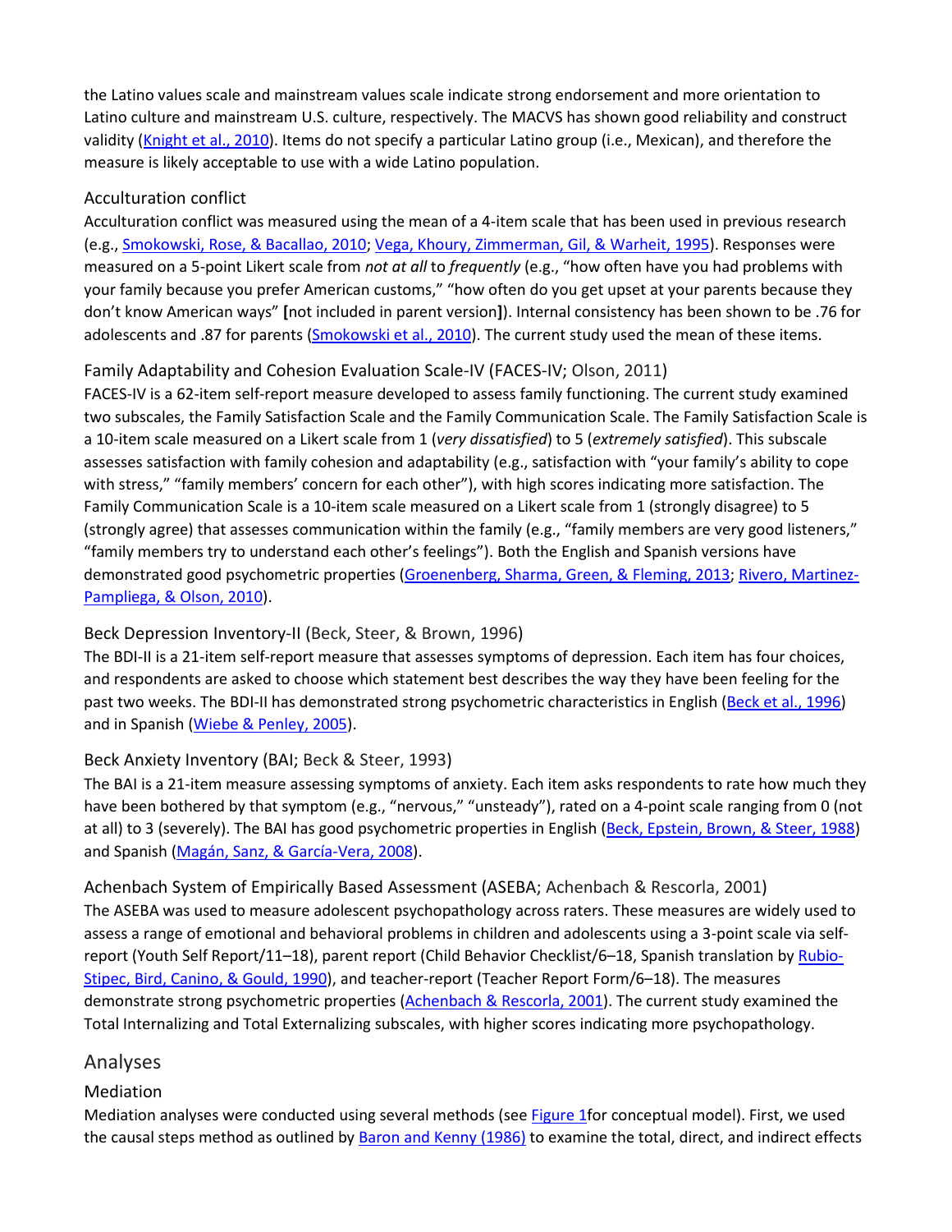the Latino values scale and mainstream values scale indicate strong endorsement and more orientation to Latino culture and mainstream U.S. culture, respectively. The MACVS has shown good reliability and construct validity (Knight et al., 2010). Items do not specify a particular Latino group (i.e., Mexican), and therefore the measure is likely acceptable to use with a wide Latino population.

### Acculturation conflict

Acculturation conflict was measured using the mean of a 4-item scale that has been used in previous research (e.g., Smokowski, Rose, & Bacallao, 2010; Vega, Khoury, Zimmerman, Gil, & Warheit, 1995). Responses were measured on a 5-point Likert scale from *not at all* to *frequently* (e.g., "how often have you had problems with your family because you prefer American customs," "how often do you get upset at your parents because they don't know American ways" **[**not included in parent version**]**). Internal consistency has been shown to be .76 for adolescents and .87 for parents (Smokowski et al., 2010). The current study used the mean of these items.

### Family Adaptability and Cohesion Evaluation Scale-IV (FACES-IV; Olson, 2011)

FACES-IV is a 62-item self-report measure developed to assess family functioning. The current study examined two subscales, the Family Satisfaction Scale and the Family Communication Scale. The Family Satisfaction Scale is a 10-item scale measured on a Likert scale from 1 (*very dissatisfied*) to 5 (*extremely satisfied*). This subscale assesses satisfaction with family cohesion and adaptability (e.g., satisfaction with "your family's ability to cope with stress," "family members' concern for each other"), with high scores indicating more satisfaction. The Family Communication Scale is a 10-item scale measured on a Likert scale from 1 (strongly disagree) to 5 (strongly agree) that assesses communication within the family (e.g., "family members are very good listeners," "family members try to understand each other's feelings"). Both the English and Spanish versions have demonstrated good psychometric properties (Groenenberg, Sharma, Green, & Fleming, 2013; Rivero, Martinez-Pampliega, & Olson, 2010).

### Beck Depression Inventory-II (Beck, Steer, & Brown, 1996)

The BDI-II is a 21-item self-report measure that assesses symptoms of depression. Each item has four choices, and respondents are asked to choose which statement best describes the way they have been feeling for the past two weeks. The BDI-II has demonstrated strong psychometric characteristics in English (Beck et al., 1996) and in Spanish (Wiebe & Penley, 2005).

### Beck Anxiety Inventory (BAI; Beck & Steer, 1993)

The BAI is a 21-item measure assessing symptoms of anxiety. Each item asks respondents to rate how much they have been bothered by that symptom (e.g., "nervous," "unsteady"), rated on a 4-point scale ranging from 0 (not at all) to 3 (severely). The BAI has good psychometric properties in English (Beck, Epstein, Brown, & Steer, 1988) and Spanish (Magán, Sanz, & García-Vera, 2008).

### Achenbach System of Empirically Based Assessment (ASEBA; Achenbach & Rescorla, 2001)

The ASEBA was used to measure adolescent psychopathology across raters. These measures are widely used to assess a range of emotional and behavioral problems in children and adolescents using a 3-point scale via self-report (Youth Self Report/11–18), parent report (Child Behavior Checklist/6–18, Spanish translation by Rubio-Stipec, Bird, Canino, & Gould, 1990), and teacher-report (Teacher Report Form/6–18). The measures demonstrate strong psychometric properties (Achenbach & Rescorla, 2001). The current study examined the Total Internalizing and Total Externalizing subscales, with higher scores indicating more psychopathology.

## Analyses

### Mediation

Mediation analyses were conducted using several methods (see Figure 1for conceptual model). First, we used the causal steps method as outlined by Baron and Kenny (1986) to examine the total, direct, and indirect effects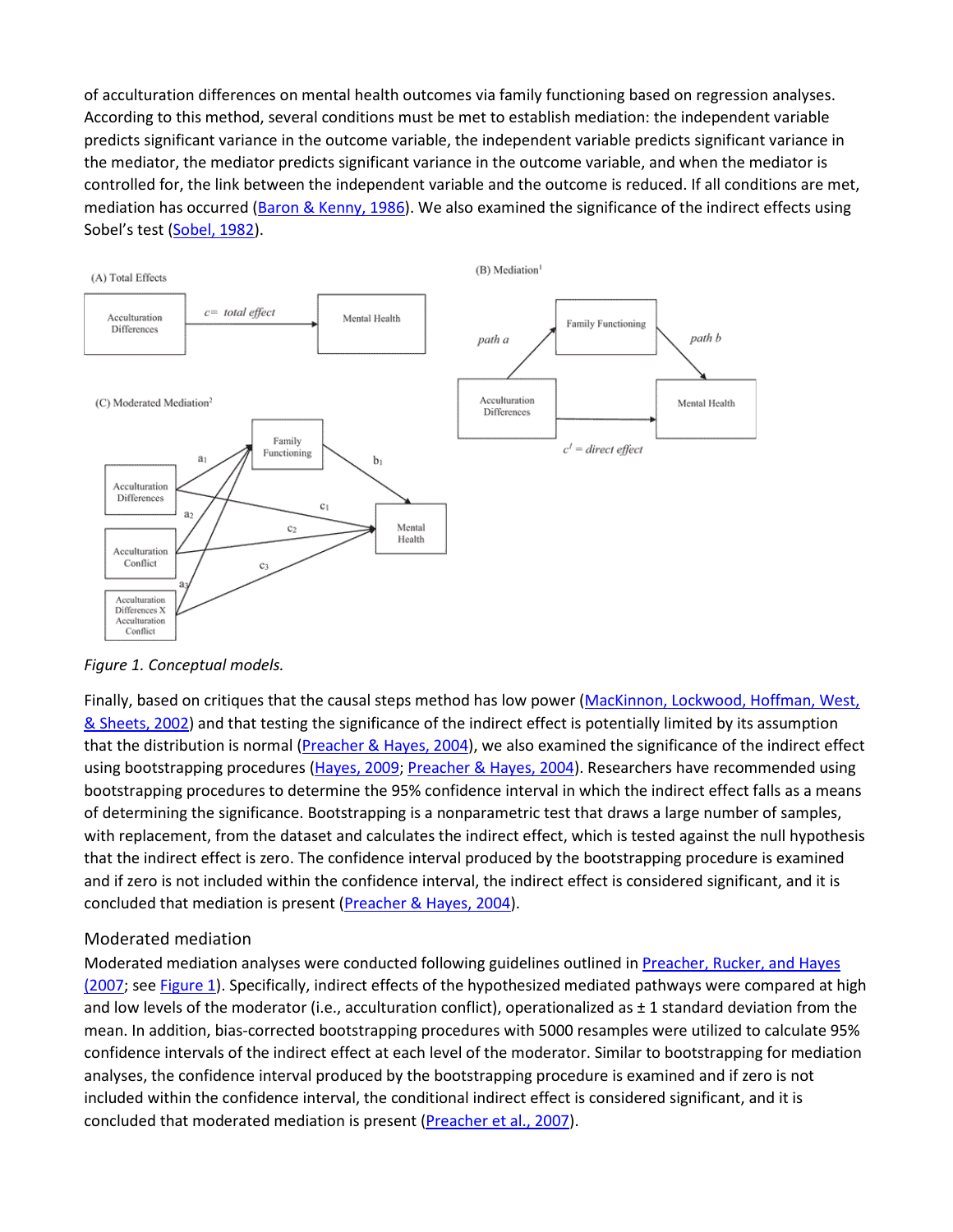of acculturation differences on mental health outcomes via family functioning based on regression analyses. According to this method, several conditions must be met to establish mediation: the independent variable predicts significant variance in the outcome variable, the independent variable predicts significant variance in the mediator, the mediator predicts significant variance in the outcome variable, and when the mediator is controlled for, the link between the independent variable and the outcome is reduced. If all conditions are met, mediation has occurred (Baron & Kenny, 1986). We also examined the significance of the indirect effects using Sobel's test (Sobel, 1982).

*Figure 1. Conceptual models.*

Finally, based on critiques that the causal steps method has low power (MacKinnon, Lockwood, Hoffman, West, & Sheets, 2002) and that testing the significance of the indirect effect is potentially limited by its assumption that the distribution is normal (Preacher & Hayes, 2004), we also examined the significance of the indirect effect using bootstrapping procedures (Hayes, 2009; Preacher & Hayes, 2004). Researchers have recommended using bootstrapping procedures to determine the 95% confidence interval in which the indirect effect falls as a means of determining the significance. Bootstrapping is a nonparametric test that draws a large number of samples, with replacement, from the dataset and calculates the indirect effect, which is tested against the null hypothesis that the indirect effect is zero. The confidence interval produced by the bootstrapping procedure is examined and if zero is not included within the confidence interval, the indirect effect is considered significant, and it is concluded that mediation is present (Preacher & Hayes, 2004).

### Moderated mediation

Moderated mediation analyses were conducted following guidelines outlined in Preacher, Rucker, and Hayes (2007; see Figure 1). Specifically, indirect effects of the hypothesized mediated pathways were compared at high and low levels of the moderator (i.e., acculturation conflict), operationalized as ± 1 standard deviation from the mean. In addition, bias-corrected bootstrapping procedures with 5000 resamples were utilized to calculate 95% confidence intervals of the indirect effect at each level of the moderator. Similar to bootstrapping for mediation analyses, the confidence interval produced by the bootstrapping procedure is examined and if zero is not included within the confidence interval, the conditional indirect effect is considered significant, and it is concluded that moderated mediation is present (Preacher et al., 2007).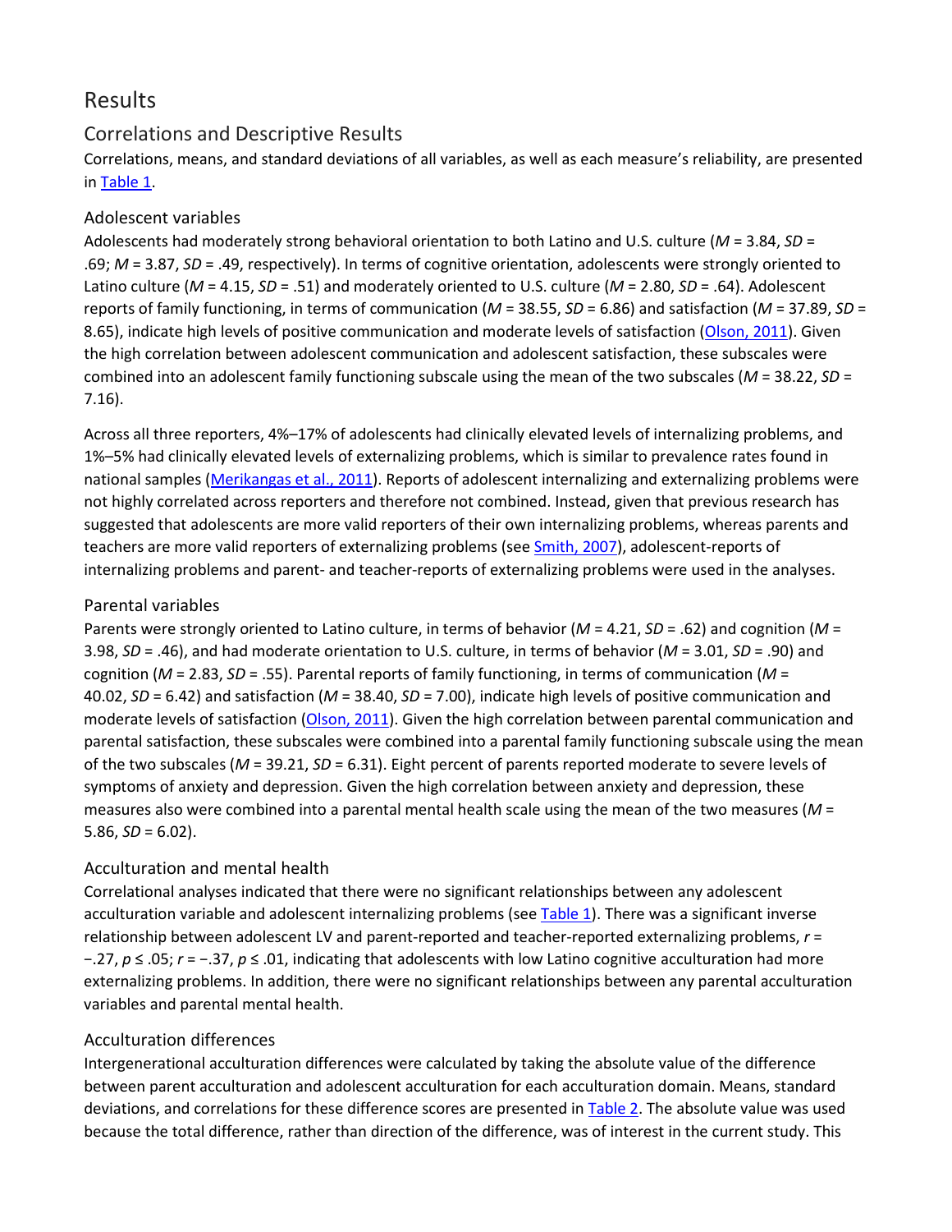# Results

## Correlations and Descriptive Results

Correlations, means, and standard deviations of all variables, as well as each measure's reliability, are presented in Table 1.

### Adolescent variables

Adolescents had moderately strong behavioral orientation to both Latino and U.S. culture (*M* = 3.84, *SD* = .69; *M* = 3.87, *SD* = .49, respectively). In terms of cognitive orientation, adolescents were strongly oriented to Latino culture (*M* = 4.15, *SD* = .51) and moderately oriented to U.S. culture (*M* = 2.80, *SD* = .64). Adolescent reports of family functioning, in terms of communication (*M* = 38.55, *SD* = 6.86) and satisfaction (*M* = 37.89, *SD* = 8.65), indicate high levels of positive communication and moderate levels of satisfaction (Olson, 2011). Given the high correlation between adolescent communication and adolescent satisfaction, these subscales were combined into an adolescent family functioning subscale using the mean of the two subscales (*M* = 38.22, *SD* = 7.16).

Across all three reporters, 4%–17% of adolescents had clinically elevated levels of internalizing problems, and 1%–5% had clinically elevated levels of externalizing problems, which is similar to prevalence rates found in national samples (Merikangas et al., 2011). Reports of adolescent internalizing and externalizing problems were not highly correlated across reporters and therefore not combined. Instead, given that previous research has suggested that adolescents are more valid reporters of their own internalizing problems, whereas parents and teachers are more valid reporters of externalizing problems (see Smith, 2007), adolescent-reports of internalizing problems and parent- and teacher-reports of externalizing problems were used in the analyses.

### Parental variables

Parents were strongly oriented to Latino culture, in terms of behavior (*M* = 4.21, *SD* = .62) and cognition (*M* = 3.98, *SD* = .46), and had moderate orientation to U.S. culture, in terms of behavior (*M* = 3.01, *SD* = .90) and cognition (*M* = 2.83, *SD* = .55). Parental reports of family functioning, in terms of communication (*M* = 40.02, *SD* = 6.42) and satisfaction (*M* = 38.40, *SD* = 7.00), indicate high levels of positive communication and moderate levels of satisfaction (Olson, 2011). Given the high correlation between parental communication and parental satisfaction, these subscales were combined into a parental family functioning subscale using the mean of the two subscales (*M* = 39.21, *SD* = 6.31). Eight percent of parents reported moderate to severe levels of symptoms of anxiety and depression. Given the high correlation between anxiety and depression, these measures also were combined into a parental mental health scale using the mean of the two measures (*M* = 5.86, *SD* = 6.02).

### Acculturation and mental health

Correlational analyses indicated that there were no significant relationships between any adolescent acculturation variable and adolescent internalizing problems (see Table 1). There was a significant inverse relationship between adolescent LV and parent-reported and teacher-reported externalizing problems, $r = -.27$, $p \leq .05$; $r = -.37$, $p \leq .01$, indicating that adolescents with low Latino cognitive acculturation had more externalizing problems. In addition, there were no significant relationships between any parental acculturation variables and parental mental health.

### Acculturation differences

Intergenerational acculturation differences were calculated by taking the absolute value of the difference between parent acculturation and adolescent acculturation for each acculturation domain. Means, standard deviations, and correlations for these difference scores are presented in Table 2. The absolute value was used because the total difference, rather than direction of the difference, was of interest in the current study. This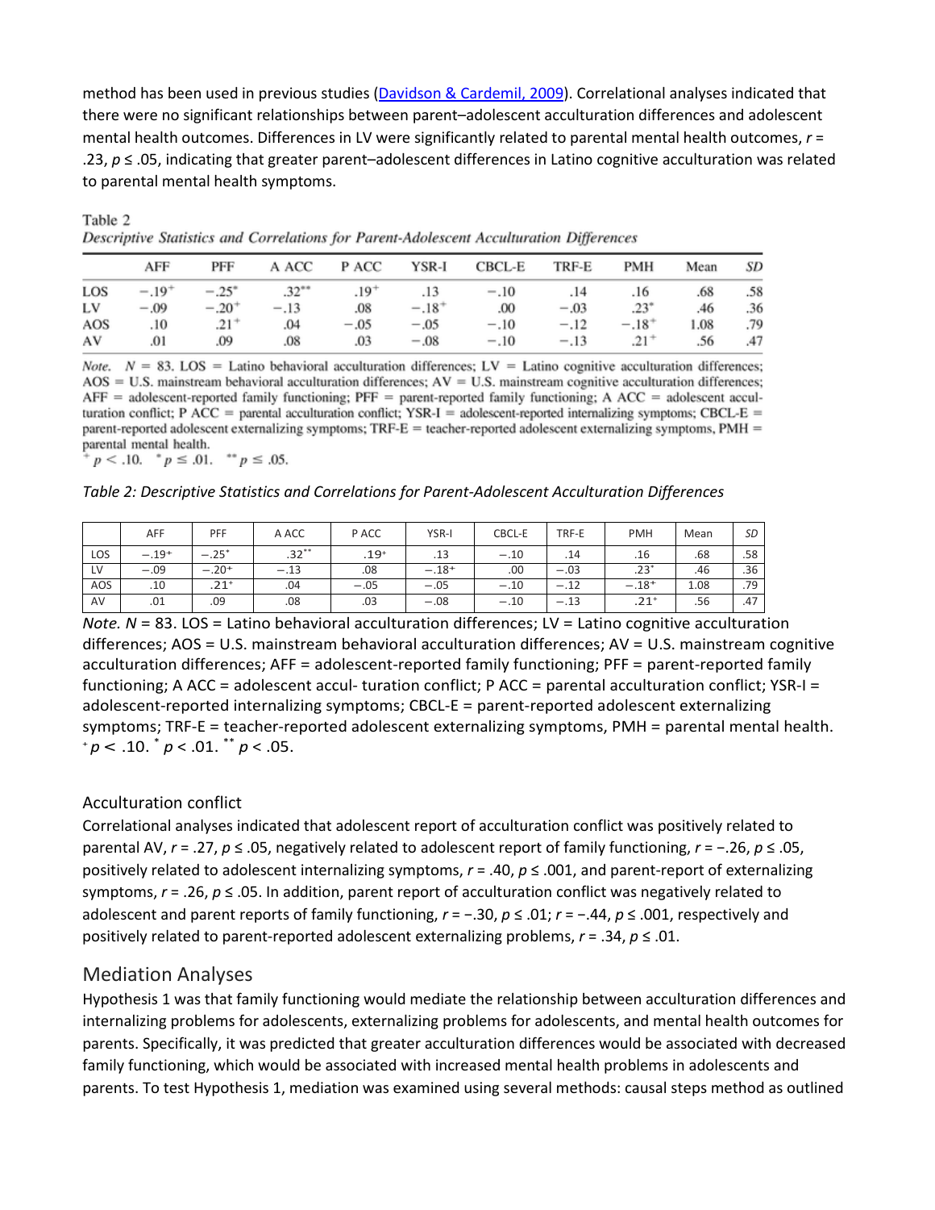method has been used in previous studies (Davidson & Cardemil, 2009). Correlational analyses indicated that there were no significant relationships between parent–adolescent acculturation differences and adolescent mental health outcomes. Differences in LV were significantly related to parental mental health outcomes, $r = .23$, $p \leq .05$, indicating that greater parent–adolescent differences in Latino cognitive acculturation was related to parental mental health symptoms.

Table 2
*Descriptive Statistics and Correlations for Parent-Adolescent Acculturation Differences*

| | AFF | PFF | A ACC | P ACC | YSR-I | CBCL-E | TRF-E | PMH | Mean | *SD* |
|---|---|---|---|---|---|---|---|---|---|---|
| LOS | $-.19^{+}$ | $-.25^{*}$ | $.32^{**}$ | $.19^{+}$ | .13 | $-.10$ | .14 | .16 | .68 | .58 |
| LV | $-.09$ | $-.20^{+}$ | $-.13$ | .08 | $-.18^{+}$ | .00 | $-.03$ | $.23^{*}$ | .46 | .36 |
| AOS | .10 | $.21^{+}$ | .04 | $-.05$ | $-.05$ | $-.10$ | $-.12$ | $-.18^{+}$ | 1.08 | .79 |
| AV | .01 | .09 | .08 | .03 | $-.08$ | $-.10$ | $-.13$ | $.21^{+}$ | .56 | .47 |

*Note.* $N = 83$. LOS = Latino behavioral acculturation differences; LV = Latino cognitive acculturation differences; AOS = U.S. mainstream behavioral acculturation differences; AV = U.S. mainstream cognitive acculturation differences; AFF = adolescent-reported family functioning; PFF = parent-reported family functioning; A ACC = adolescent acculturation conflict; P ACC = parental acculturation conflict; YSR-I = adolescent-reported internalizing symptoms; CBCL-E = parent-reported adolescent externalizing symptoms; TRF-E = teacher-reported adolescent externalizing symptoms, PMH = parental mental health.
$^{+}p < .10$. $^{*}p \leq .01$. $^{**}p \leq .05$.

*Table 2: Descriptive Statistics and Correlations for Parent-Adolescent Acculturation Differences*

| | AFF | PFF | A ACC | P ACC | YSR-I | CBCL-E | TRF-E | PMH | Mean | *SD* |
|---|---|---|---|---|---|---|---|---|---|---|
| LOS | $-.19^{+}$ | $-.25^{*}$ | $.32^{**}$ | $.19^{+}$ | .13 | $-.10$ | .14 | .16 | .68 | .58 |
| LV | $-.09$ | $-.20^{+}$ | $-.13$ | .08 | $-.18^{+}$ | .00 | $-.03$ | $.23^{*}$ | .46 | .36 |
| AOS | .10 | $.21^{+}$ | .04 | $-.05$ | $-.05$ | $-.10$ | $-.12$ | $-.18^{+}$ | 1.08 | .79 |
| AV | .01 | .09 | .08 | .03 | $-.08$ | $-.10$ | $-.13$ | $.21^{+}$ | .56 | .47 |

*Note.* $N = 83$. LOS = Latino behavioral acculturation differences; LV = Latino cognitive acculturation differences; AOS = U.S. mainstream behavioral acculturation differences; AV = U.S. mainstream cognitive acculturation differences; AFF = adolescent-reported family functioning; PFF = parent-reported family functioning; A ACC = adolescent accul- turation conflict; P ACC = parental acculturation conflict; YSR-I = adolescent-reported internalizing symptoms; CBCL-E = parent-reported adolescent externalizing symptoms; TRF-E = teacher-reported adolescent externalizing symptoms, PMH = parental mental health.
$^{+}p < .10$. $^{*}p < .01$. $^{**}p < .05$.

### Acculturation conflict

Correlational analyses indicated that adolescent report of acculturation conflict was positively related to parental AV, $r = .27$, $p \leq .05$, negatively related to adolescent report of family functioning, $r = -.26$, $p \leq .05$, positively related to adolescent internalizing symptoms, $r = .40$, $p \leq .001$, and parent-report of externalizing symptoms, $r = .26$, $p \leq .05$. In addition, parent report of acculturation conflict was negatively related to adolescent and parent reports of family functioning, $r = -.30$, $p \leq .01$; $r = -.44$, $p \leq .001$, respectively and positively related to parent-reported adolescent externalizing problems, $r = .34$, $p \leq .01$.

## Mediation Analyses

Hypothesis 1 was that family functioning would mediate the relationship between acculturation differences and internalizing problems for adolescents, externalizing problems for adolescents, and mental health outcomes for parents. Specifically, it was predicted that greater acculturation differences would be associated with decreased family functioning, which would be associated with increased mental health problems in adolescents and parents. To test Hypothesis 1, mediation was examined using several methods: causal steps method as outlined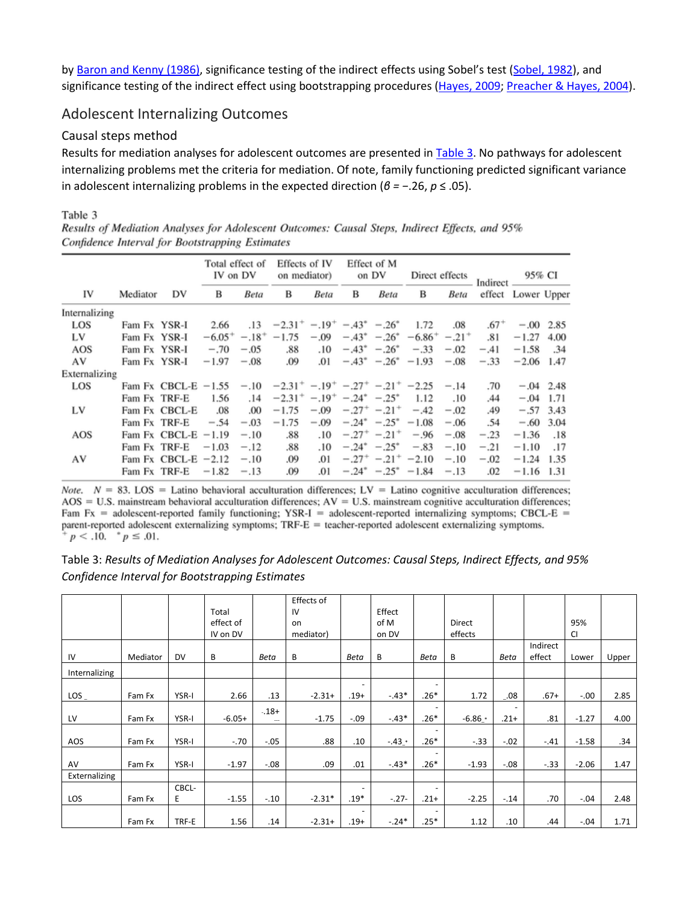by Baron and Kenny (1986), significance testing of the indirect effects using Sobel's test (Sobel, 1982), and significance testing of the indirect effect using bootstrapping procedures (Hayes, 2009; Preacher & Hayes, 2004).

## Adolescent Internalizing Outcomes

### Causal steps method

Results for mediation analyses for adolescent outcomes are presented in Table 3. No pathways for adolescent internalizing problems met the criteria for mediation. Of note, family functioning predicted significant variance in adolescent internalizing problems in the expected direction ($\beta = -.26$, $p \leq .05$).

Table 3

*Results of Mediation Analyses for Adolescent Outcomes: Causal Steps, Indirect Effects, and 95% Confidence Interval for Bootstrapping Estimates*

| | | | Total effect of IV on DV | | Effects of IV on mediator) | | Effect of M on DV | | Direct effects | | Indirect | 95% CI | |
|---|---|---|---|---|---|---|---|---|---|---|---|---|---|
| IV | Mediator | DV | B | *Beta* | B | *Beta* | B | *Beta* | B | *Beta* | effect | Lower | Upper |
| Internalizing | | | | | | | | | | | | | |
| LOS | Fam Fx | YSR-I | 2.66 | .13 | −2.31+ | −.19+ | −.43* | −.26* | 1.72 | .08 | .67+ | −.00 | 2.85 |
| LV | Fam Fx | YSR-I | −6.05+ | −.18+ | −1.75 | −.09 | −.43* | −.26* | −6.86+ | −.21+ | .81 | −1.27 | 4.00 |
| AOS | Fam Fx | YSR-I | −.70 | −.05 | .88 | .10 | −.43* | −.26* | −.33 | −.02 | −.41 | −1.58 | .34 |
| AV | Fam Fx | YSR-I | −1.97 | −.08 | .09 | .01 | −.43* | −.26* | −1.93 | −.08 | −.33 | −2.06 | 1.47 |
| Externalizing | | | | | | | | | | | | | |
| LOS | Fam Fx | CBCL-E | −1.55 | −.10 | −2.31+ | −.19+ | −.27+ | −.21+ | −2.25 | −.14 | .70 | −.04 | 2.48 |
| | Fam Fx | TRF-E | 1.56 | .14 | −2.31+ | −.19+ | −.24* | −.25* | 1.12 | .10 | .44 | −.04 | 1.71 |
| LV | Fam Fx | CBCL-E | .08 | .00 | −1.75 | −.09 | −.27+ | −.21+ | −.42 | −.02 | .49 | −.57 | 3.43 |
| | Fam Fx | TRF-E | −.54 | −.03 | −1.75 | −.09 | −.24* | −.25* | −1.08 | −.06 | .54 | −.60 | 3.04 |
| AOS | Fam Fx | CBCL-E | −1.19 | −.10 | .88 | .10 | −.27+ | −.21+ | −.96 | −.08 | −.23 | −1.36 | .18 |
| | Fam Fx | TRF-E | −1.03 | −.12 | .88 | .10 | −.24* | −.25* | −.83 | −.10 | −.21 | −1.10 | .17 |
| AV | Fam Fx | CBCL-E | −2.12 | −.10 | .09 | .01 | −.27+ | −.21+ | −2.10 | −.10 | −.02 | −1.24 | 1.35 |
| | Fam Fx | TRF-E | −1.82 | −.13 | .09 | .01 | −.24* | −.25* | −1.84 | −.13 | .02 | −1.16 | 1.31 |

*Note.* $N = 83$. LOS = Latino behavioral acculturation differences; LV = Latino cognitive acculturation differences; AOS = U.S. mainstream behavioral acculturation differences; AV = U.S. mainstream cognitive acculturation differences; Fam Fx = adolescent-reported family functioning; YSR-I = adolescent-reported internalizing symptoms; CBCL-E = parent-reported adolescent externalizing symptoms; TRF-E = teacher-reported adolescent externalizing symptoms.
+ $p < .10$. * $p \leq .01$.

Table 3: *Results of Mediation Analyses for Adolescent Outcomes: Causal Steps, Indirect Effects, and 95% Confidence Interval for Bootstrapping Estimates*

| | | | Total effect of IV on DV | | Effects of IV on mediator) | | Effect of M on DV | | Direct effects | | | 95% CI | |
|---|---|---|---|---|---|---|---|---|---|---|---|---|---|
| IV | Mediator | DV | B | *Beta* | B | *Beta* | B | *Beta* | B | *Beta* | Indirect effect | Lower | Upper |
| Internalizing | | | | | | | | | | | | | |
| LOS _ | Fam Fx | YSR-I | 2.66 | .13 | -2.31+ | -.19+ | -.43* | -.26* | 1.72 | _.08 | .67+ | -.00 | 2.85 |
| LV | Fam Fx | YSR-I | -6.05+ | .18+ | -1.75 | -.09 | -.43* | -.26* | -6.86+ | -.21+ | .81 | -1.27 | 4.00 |
| AOS | Fam Fx | YSR-I | -.70 | -.05 | .88 | .10 | -.43* | -.26* | -.33 | -.02 | -.41 | -1.58 | .34 |
| AV | Fam Fx | YSR-I | -1.97 | -.08 | .09 | .01 | -.43* | -.26* | -1.93 | -.08 | -.33 | -2.06 | 1.47 |
| Externalizing | | | | | | | | | | | | | |
| LOS | Fam Fx | CBCL-E | -1.55 | -.10 | -2.31* | -.19* | -.27- | -.21+ | -2.25 | -.14 | .70 | -.04 | 2.48 |
| | Fam Fx | TRF-E | 1.56 | .14 | -2.31+ | -.19+ | -.24* | -.25* | 1.12 | .10 | .44 | -.04 | 1.71 |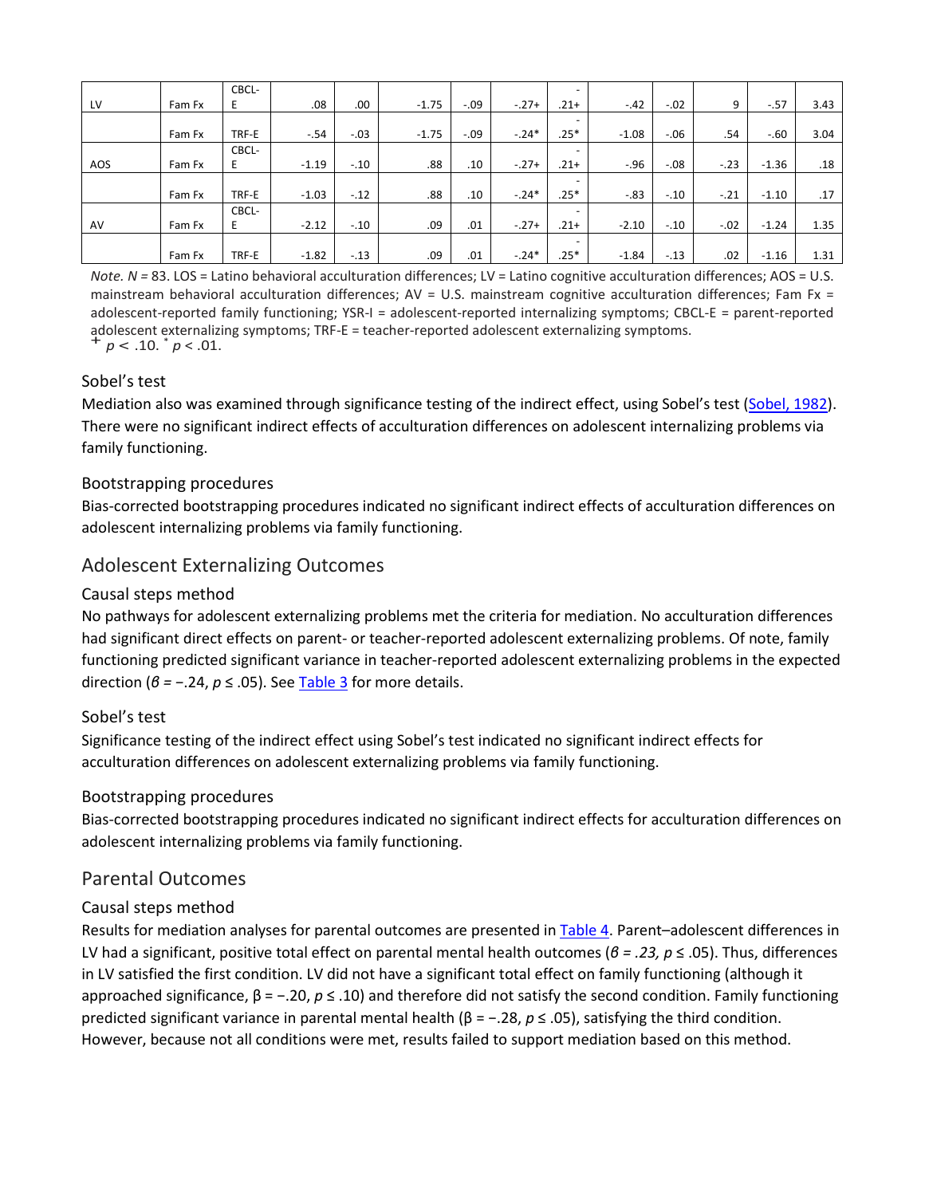| LV | Fam Fx | CBCL-E | .08 | .00 | -1.75 | -.09 | -.27+ | -.21+ | -.42 | -.02 | 9 | -.57 | 3.43 |
|---|---|---|---|---|---|---|---|---|---|---|---|---|---|
| | Fam Fx | TRF-E | -.54 | -.03 | -1.75 | -.09 | -.24* | -.25* | -1.08 | -.06 | .54 | -.60 | 3.04 |
| AOS | Fam Fx | CBCL-E | -1.19 | -.10 | .88 | .10 | -.27+ | -.21+ | -.96 | -.08 | -.23 | -1.36 | .18 |
| | Fam Fx | TRF-E | -1.03 | -.12 | .88 | .10 | -.24* | -.25* | -.83 | -.10 | -.21 | -1.10 | .17 |
| AV | Fam Fx | CBCL-E | -2.12 | -.10 | .09 | .01 | -.27+ | -.21+ | -2.10 | -.10 | -.02 | -1.24 | 1.35 |
| | Fam Fx | TRF-E | -1.82 | -.13 | .09 | .01 | -.24* | -.25* | -1.84 | -.13 | .02 | -1.16 | 1.31 |

*Note.* $N$ = 83. LOS = Latino behavioral acculturation differences; LV = Latino cognitive acculturation differences; AOS = U.S. mainstream behavioral acculturation differences; AV = U.S. mainstream cognitive acculturation differences; Fam Fx = adolescent-reported family functioning; YSR-I = adolescent-reported internalizing symptoms; CBCL-E = parent-reported adolescent externalizing symptoms; TRF-E = teacher-reported adolescent externalizing symptoms.
+ $p < .10$. * $p < .01$.

### Sobel's test

Mediation also was examined through significance testing of the indirect effect, using Sobel's test (Sobel, 1982). There were no significant indirect effects of acculturation differences on adolescent internalizing problems via family functioning.

### Bootstrapping procedures

Bias-corrected bootstrapping procedures indicated no significant indirect effects of acculturation differences on adolescent internalizing problems via family functioning.

## Adolescent Externalizing Outcomes

### Causal steps method

No pathways for adolescent externalizing problems met the criteria for mediation. No acculturation differences had significant direct effects on parent- or teacher-reported adolescent externalizing problems. Of note, family functioning predicted significant variance in teacher-reported adolescent externalizing problems in the expected direction ($\beta = -.24$, $p \leq .05$). See Table 3 for more details.

### Sobel's test

Significance testing of the indirect effect using Sobel's test indicated no significant indirect effects for acculturation differences on adolescent externalizing problems via family functioning.

### Bootstrapping procedures

Bias-corrected bootstrapping procedures indicated no significant indirect effects for acculturation differences on adolescent internalizing problems via family functioning.

## Parental Outcomes

### Causal steps method

Results for mediation analyses for parental outcomes are presented in Table 4. Parent–adolescent differences in LV had a significant, positive total effect on parental mental health outcomes ($\beta = .23$, $p \leq .05$). Thus, differences in LV satisfied the first condition. LV did not have a significant total effect on family functioning (although it approached significance, $\beta = -.20$, $p \leq .10$) and therefore did not satisfy the second condition. Family functioning predicted significant variance in parental mental health ($\beta = -.28$, $p \leq .05$), satisfying the third condition. However, because not all conditions were met, results failed to support mediation based on this method.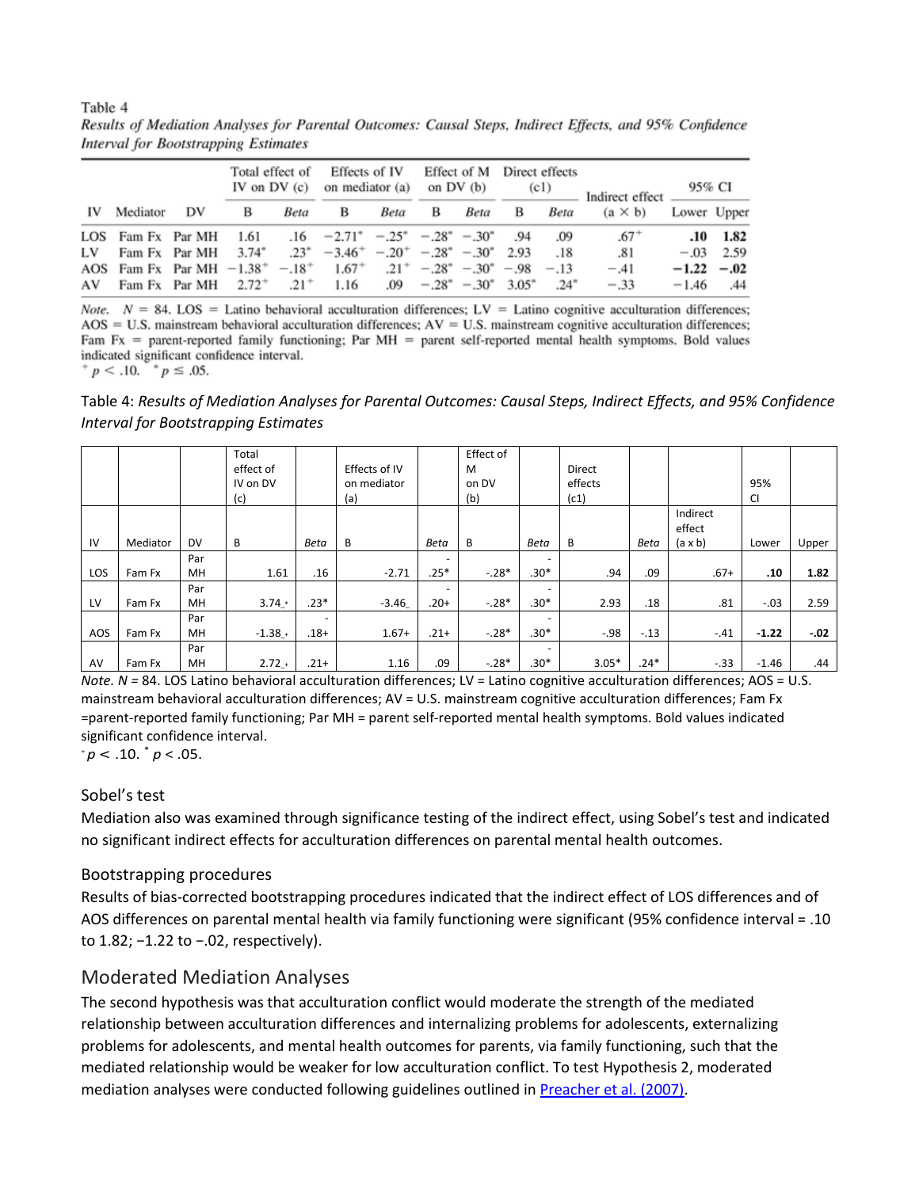Table 4

*Results of Mediation Analyses for Parental Outcomes: Causal Steps, Indirect Effects, and 95% Confidence Interval for Bootstrapping Estimates*

| | | | Total effect of IV on DV (c) | | Effects of IV on mediator (a) | | Effect of M on DV (b) | | Direct effects (c1) | | Indirect effect | 95% CI | |
|---|---|---|---|---|---|---|---|---|---|---|---|---|---|
| IV | Mediator | DV | B | *Beta* | B | *Beta* | B | *Beta* | B | *Beta* | (a × b) | Lower | Upper |
| LOS | Fam Fx | Par MH | 1.61 | .16 | −2.71* | −.25* | −.28* | −.30* | .94 | .09 | .67+ | **.10** | **1.82** |
| LV | Fam Fx | Par MH | 3.74* | .23* | −3.46+ | −.20+ | −.28* | −.30* | 2.93 | .18 | .81 | −.03 | 2.59 |
| AOS | Fam Fx | Par MH | −1.38+ | −.18+ | 1.67+ | .21+ | −.28* | −.30* | −.98 | −.13 | −.41 | **−1.22** | **−.02** |
| AV | Fam Fx | Par MH | 2.72+ | .21+ | 1.16 | .09 | −.28* | −.30* | 3.05* | .24* | −.33 | −1.46 | .44 |

*Note.* $N = 84$. LOS = Latino behavioral acculturation differences; LV = Latino cognitive acculturation differences; AOS = U.S. mainstream behavioral acculturation differences; AV = U.S. mainstream cognitive acculturation differences; Fam Fx = parent-reported family functioning; Par MH = parent self-reported mental health symptoms. Bold values indicated significant confidence interval.

$^{+}p < .10$. $^{*}p \leq .05$.

Table 4: *Results of Mediation Analyses for Parental Outcomes: Causal Steps, Indirect Effects, and 95% Confidence Interval for Bootstrapping Estimates*

| | | | Total effect of IV on DV (c) | | Effects of IV on mediator (a) | | Effect of M on DV (b) | | Direct effects (c1) | | | 95% CI | |
|---|---|---|---|---|---|---|---|---|---|---|---|---|---|
| IV | Mediator | DV | B | *Beta* | B | *Beta* | B | *Beta* | B | *Beta* | Indirect effect (a x b) | Lower | Upper |
| LOS | Fam Fx | Par MH | 1.61 | .16 | -2.71 | -.25* | -.28* | -.30* | .94 | .09 | .67+ | **.10** | **1.82** |
| LV | Fam Fx | Par MH | 3.74+ | .23* | -3.46 | -.20+ | -.28* | -.30* | 2.93 | .18 | .81 | -.03 | 2.59 |
| AOS | Fam Fx | Par MH | -1.38+ | -.18+ | 1.67+ | .21+ | -.28* | -.30* | -.98 | -.13 | -.41 | **-1.22** | **-.02** |
| AV | Fam Fx | Par MH | 2.72+ | .21+ | 1.16 | .09 | -.28* | -.30* | 3.05* | .24* | -.33 | -1.46 | .44 |

*Note. N* = 84. LOS Latino behavioral acculturation differences; LV = Latino cognitive acculturation differences; AOS = U.S. mainstream behavioral acculturation differences; AV = U.S. mainstream cognitive acculturation differences; Fam Fx =parent-reported family functioning; Par MH = parent self-reported mental health symptoms. Bold values indicated significant confidence interval.

$^{+}p < .10$. $^{*}p < .05$.

### Sobel's test

Mediation also was examined through significance testing of the indirect effect, using Sobel's test and indicated no significant indirect effects for acculturation differences on parental mental health outcomes.

### Bootstrapping procedures

Results of bias-corrected bootstrapping procedures indicated that the indirect effect of LOS differences and of AOS differences on parental mental health via family functioning were significant (95% confidence interval = .10 to 1.82; −1.22 to −.02, respectively).

## Moderated Mediation Analyses

The second hypothesis was that acculturation conflict would moderate the strength of the mediated relationship between acculturation differences and internalizing problems for adolescents, externalizing problems for adolescents, and mental health outcomes for parents, via family functioning, such that the mediated relationship would be weaker for low acculturation conflict. To test Hypothesis 2, moderated mediation analyses were conducted following guidelines outlined in Preacher et al. (2007).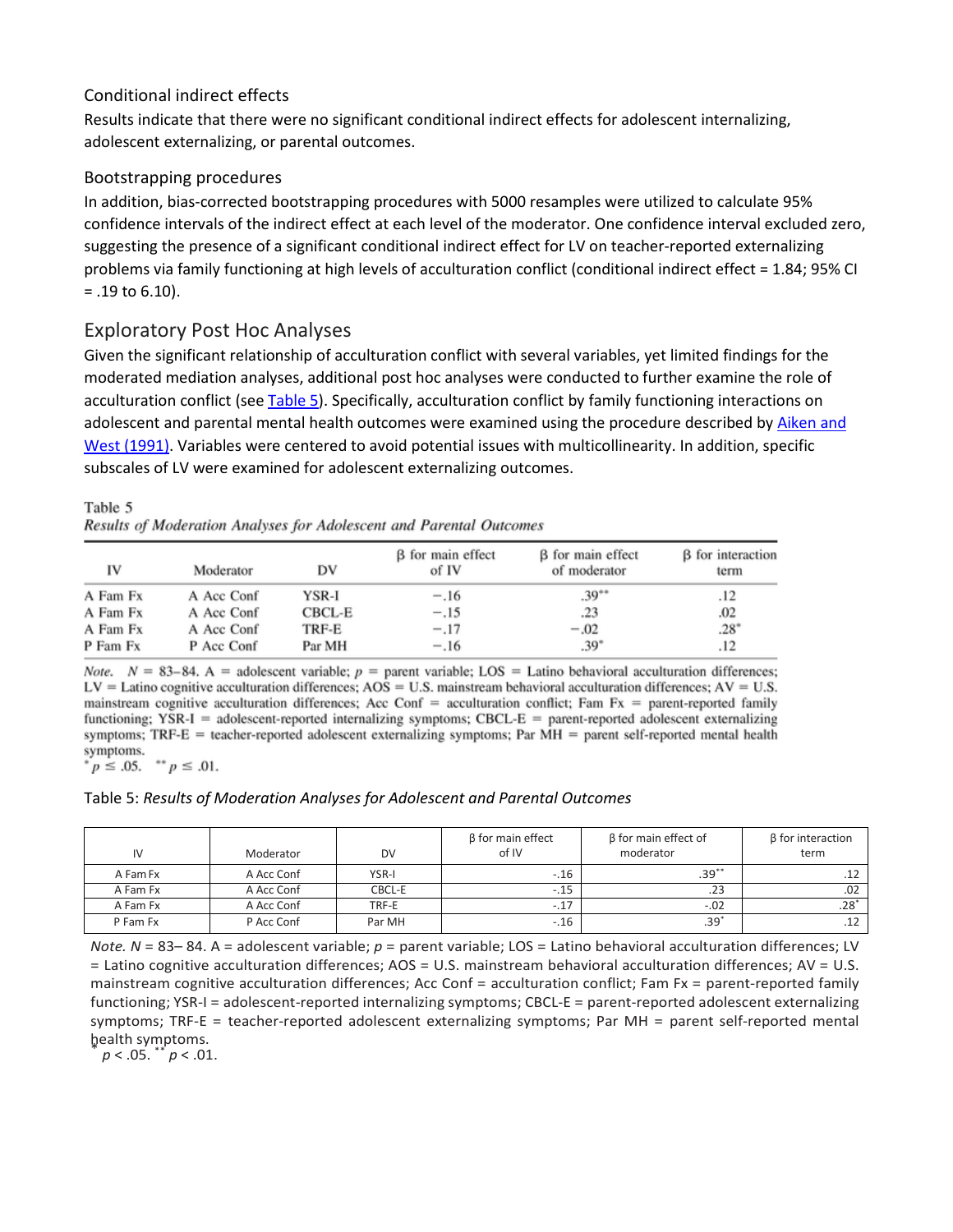### Conditional indirect effects

Results indicate that there were no significant conditional indirect effects for adolescent internalizing, adolescent externalizing, or parental outcomes.

### Bootstrapping procedures

In addition, bias-corrected bootstrapping procedures with 5000 resamples were utilized to calculate 95% confidence intervals of the indirect effect at each level of the moderator. One confidence interval excluded zero, suggesting the presence of a significant conditional indirect effect for LV on teacher-reported externalizing problems via family functioning at high levels of acculturation conflict (conditional indirect effect = 1.84; 95% CI = .19 to 6.10).

## Exploratory Post Hoc Analyses

Given the significant relationship of acculturation conflict with several variables, yet limited findings for the moderated mediation analyses, additional post hoc analyses were conducted to further examine the role of acculturation conflict (see Table 5). Specifically, acculturation conflict by family functioning interactions on adolescent and parental mental health outcomes were examined using the procedure described by Aiken and West (1991). Variables were centered to avoid potential issues with multicollinearity. In addition, specific subscales of LV were examined for adolescent externalizing outcomes.

Table 5: *Results of Moderation Analyses for Adolescent and Parental Outcomes*

| IV | Moderator | DV | β for main effect of IV | β for main effect of moderator | β for interaction term |
|---|---|---|---|---|---|
| A Fam Fx | A Acc Conf | YSR-I | -.16 | .39** | .12 |
| A Fam Fx | A Acc Conf | CBCL-E | -.15 | .23 | .02 |
| A Fam Fx | A Acc Conf | TRF-E | -.17 | -.02 | .28* |
| P Fam Fx | P Acc Conf | Par MH | -.16 | .39* | .12 |

*Note.* $N$ = 83– 84. A = adolescent variable; $p$ = parent variable; LOS = Latino behavioral acculturation differences; LV = Latino cognitive acculturation differences; AOS = U.S. mainstream behavioral acculturation differences; AV = U.S. mainstream cognitive acculturation differences; Acc Conf = acculturation conflict; Fam Fx = parent-reported family functioning; YSR-I = adolescent-reported internalizing symptoms; CBCL-E = parent-reported adolescent externalizing symptoms; TRF-E = teacher-reported adolescent externalizing symptoms; Par MH = parent self-reported mental health symptoms.

* $p < .05$. ** $p < .01$.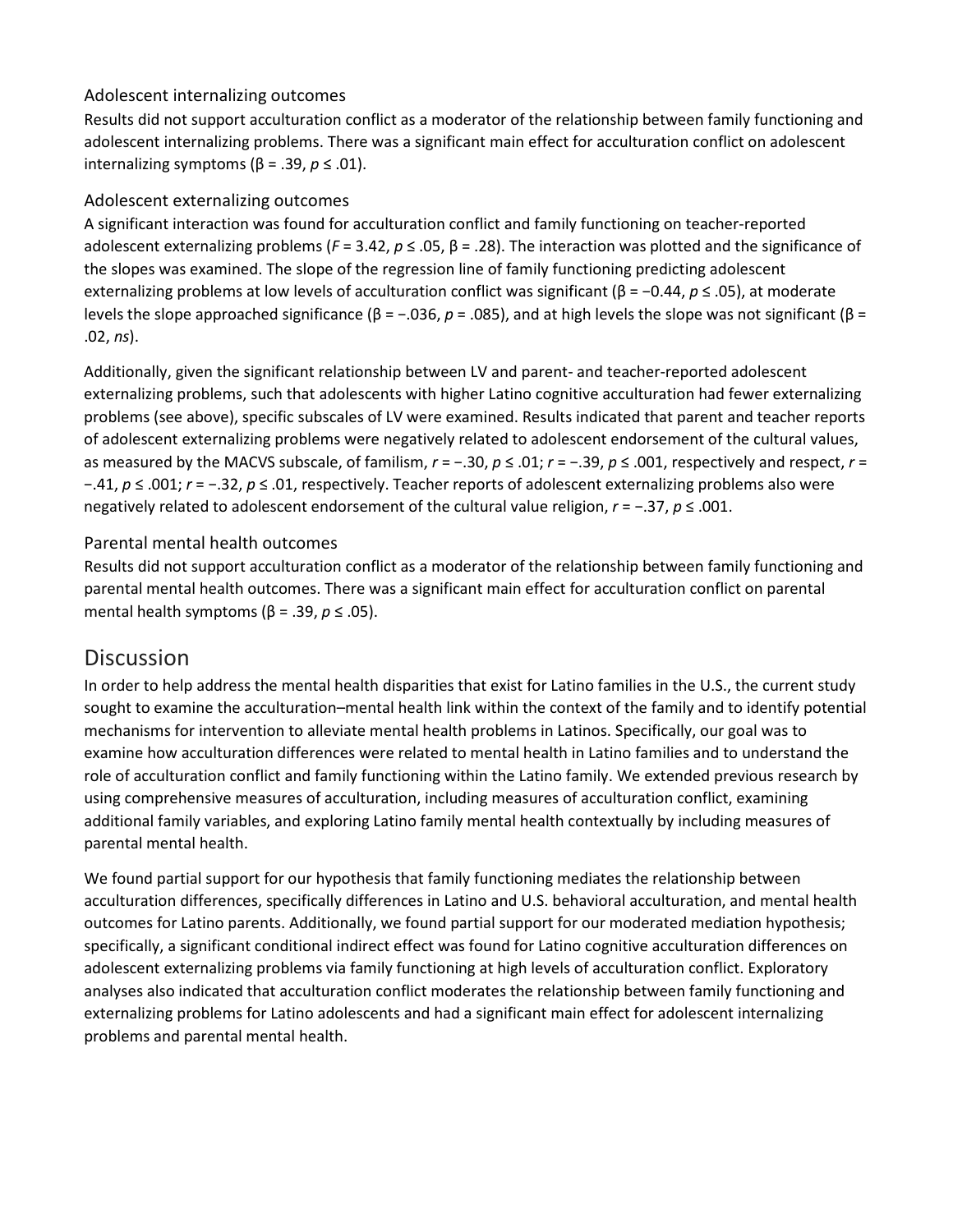### Adolescent internalizing outcomes

Results did not support acculturation conflict as a moderator of the relationship between family functioning and adolescent internalizing problems. There was a significant main effect for acculturation conflict on adolescent internalizing symptoms ($\beta = .39$, $p \leq .01$).

### Adolescent externalizing outcomes

A significant interaction was found for acculturation conflict and family functioning on teacher-reported adolescent externalizing problems ($F = 3.42$, $p \leq .05$, $\beta = .28$). The interaction was plotted and the significance of the slopes was examined. The slope of the regression line of family functioning predicting adolescent externalizing problems at low levels of acculturation conflict was significant ($\beta = -0.44$, $p \leq .05$), at moderate levels the slope approached significance ($\beta = -.036$, $p = .085$), and at high levels the slope was not significant ($\beta = .02$, *ns*).

Additionally, given the significant relationship between LV and parent- and teacher-reported adolescent externalizing problems, such that adolescents with higher Latino cognitive acculturation had fewer externalizing problems (see above), specific subscales of LV were examined. Results indicated that parent and teacher reports of adolescent externalizing problems were negatively related to adolescent endorsement of the cultural values, as measured by the MACVS subscale, of familism, $r = -.30$, $p \leq .01$; $r = -.39$, $p \leq .001$, respectively and respect, $r = -.41$, $p \leq .001$; $r = -.32$, $p \leq .01$, respectively. Teacher reports of adolescent externalizing problems also were negatively related to adolescent endorsement of the cultural value religion, $r = -.37$, $p \leq .001$.

### Parental mental health outcomes

Results did not support acculturation conflict as a moderator of the relationship between family functioning and parental mental health outcomes. There was a significant main effect for acculturation conflict on parental mental health symptoms ($\beta = .39$, $p \leq .05$).

## Discussion

In order to help address the mental health disparities that exist for Latino families in the U.S., the current study sought to examine the acculturation–mental health link within the context of the family and to identify potential mechanisms for intervention to alleviate mental health problems in Latinos. Specifically, our goal was to examine how acculturation differences were related to mental health in Latino families and to understand the role of acculturation conflict and family functioning within the Latino family. We extended previous research by using comprehensive measures of acculturation, including measures of acculturation conflict, examining additional family variables, and exploring Latino family mental health contextually by including measures of parental mental health.

We found partial support for our hypothesis that family functioning mediates the relationship between acculturation differences, specifically differences in Latino and U.S. behavioral acculturation, and mental health outcomes for Latino parents. Additionally, we found partial support for our moderated mediation hypothesis; specifically, a significant conditional indirect effect was found for Latino cognitive acculturation differences on adolescent externalizing problems via family functioning at high levels of acculturation conflict. Exploratory analyses also indicated that acculturation conflict moderates the relationship between family functioning and externalizing problems for Latino adolescents and had a significant main effect for adolescent internalizing problems and parental mental health.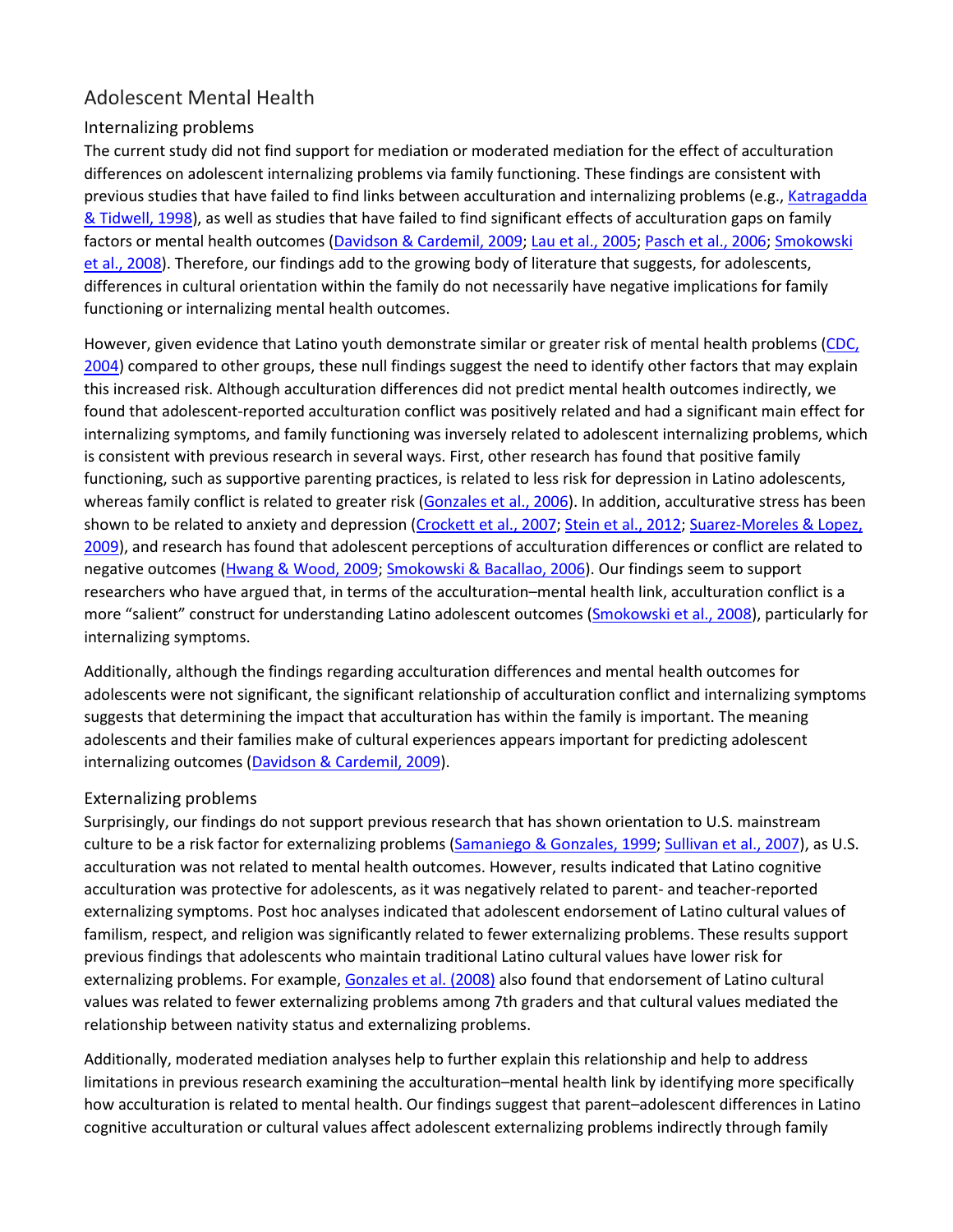## Adolescent Mental Health

### Internalizing problems

The current study did not find support for mediation or moderated mediation for the effect of acculturation differences on adolescent internalizing problems via family functioning. These findings are consistent with previous studies that have failed to find links between acculturation and internalizing problems (e.g., Katragadda & Tidwell, 1998), as well as studies that have failed to find significant effects of acculturation gaps on family factors or mental health outcomes (Davidson & Cardemil, 2009; Lau et al., 2005; Pasch et al., 2006; Smokowski et al., 2008). Therefore, our findings add to the growing body of literature that suggests, for adolescents, differences in cultural orientation within the family do not necessarily have negative implications for family functioning or internalizing mental health outcomes.

However, given evidence that Latino youth demonstrate similar or greater risk of mental health problems (CDC, 2004) compared to other groups, these null findings suggest the need to identify other factors that may explain this increased risk. Although acculturation differences did not predict mental health outcomes indirectly, we found that adolescent-reported acculturation conflict was positively related and had a significant main effect for internalizing symptoms, and family functioning was inversely related to adolescent internalizing problems, which is consistent with previous research in several ways. First, other research has found that positive family functioning, such as supportive parenting practices, is related to less risk for depression in Latino adolescents, whereas family conflict is related to greater risk (Gonzales et al., 2006). In addition, acculturative stress has been shown to be related to anxiety and depression (Crockett et al., 2007; Stein et al., 2012; Suarez-Moreles & Lopez, 2009), and research has found that adolescent perceptions of acculturation differences or conflict are related to negative outcomes (Hwang & Wood, 2009; Smokowski & Bacallao, 2006). Our findings seem to support researchers who have argued that, in terms of the acculturation–mental health link, acculturation conflict is a more "salient" construct for understanding Latino adolescent outcomes (Smokowski et al., 2008), particularly for internalizing symptoms.

Additionally, although the findings regarding acculturation differences and mental health outcomes for adolescents were not significant, the significant relationship of acculturation conflict and internalizing symptoms suggests that determining the impact that acculturation has within the family is important. The meaning adolescents and their families make of cultural experiences appears important for predicting adolescent internalizing outcomes (Davidson & Cardemil, 2009).

### Externalizing problems

Surprisingly, our findings do not support previous research that has shown orientation to U.S. mainstream culture to be a risk factor for externalizing problems (Samaniego & Gonzales, 1999; Sullivan et al., 2007), as U.S. acculturation was not related to mental health outcomes. However, results indicated that Latino cognitive acculturation was protective for adolescents, as it was negatively related to parent- and teacher-reported externalizing symptoms. Post hoc analyses indicated that adolescent endorsement of Latino cultural values of familism, respect, and religion was significantly related to fewer externalizing problems. These results support previous findings that adolescents who maintain traditional Latino cultural values have lower risk for externalizing problems. For example, Gonzales et al. (2008) also found that endorsement of Latino cultural values was related to fewer externalizing problems among 7th graders and that cultural values mediated the relationship between nativity status and externalizing problems.

Additionally, moderated mediation analyses help to further explain this relationship and help to address limitations in previous research examining the acculturation–mental health link by identifying more specifically how acculturation is related to mental health. Our findings suggest that parent–adolescent differences in Latino cognitive acculturation or cultural values affect adolescent externalizing problems indirectly through family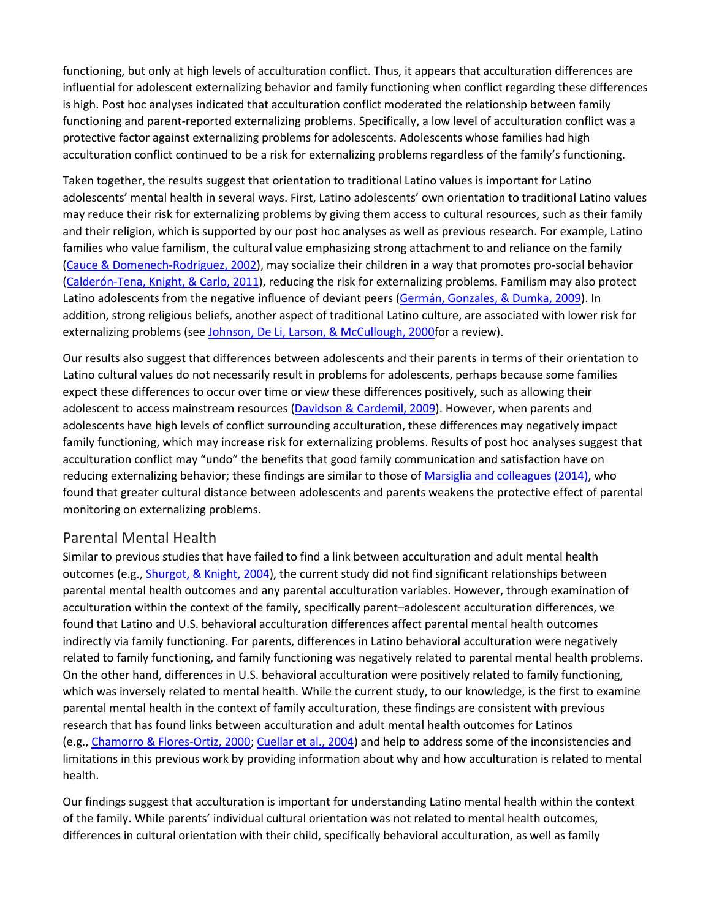functioning, but only at high levels of acculturation conflict. Thus, it appears that acculturation differences are influential for adolescent externalizing behavior and family functioning when conflict regarding these differences is high. Post hoc analyses indicated that acculturation conflict moderated the relationship between family functioning and parent-reported externalizing problems. Specifically, a low level of acculturation conflict was a protective factor against externalizing problems for adolescents. Adolescents whose families had high acculturation conflict continued to be a risk for externalizing problems regardless of the family's functioning.

Taken together, the results suggest that orientation to traditional Latino values is important for Latino adolescents' mental health in several ways. First, Latino adolescents' own orientation to traditional Latino values may reduce their risk for externalizing problems by giving them access to cultural resources, such as their family and their religion, which is supported by our post hoc analyses as well as previous research. For example, Latino families who value familism, the cultural value emphasizing strong attachment to and reliance on the family (Cauce & Domenech-Rodriguez, 2002), may socialize their children in a way that promotes pro-social behavior (Calderón-Tena, Knight, & Carlo, 2011), reducing the risk for externalizing problems. Familism may also protect Latino adolescents from the negative influence of deviant peers (Germán, Gonzales, & Dumka, 2009). In addition, strong religious beliefs, another aspect of traditional Latino culture, are associated with lower risk for externalizing problems (see Johnson, De Li, Larson, & McCullough, 2000for a review).

Our results also suggest that differences between adolescents and their parents in terms of their orientation to Latino cultural values do not necessarily result in problems for adolescents, perhaps because some families expect these differences to occur over time or view these differences positively, such as allowing their adolescent to access mainstream resources (Davidson & Cardemil, 2009). However, when parents and adolescents have high levels of conflict surrounding acculturation, these differences may negatively impact family functioning, which may increase risk for externalizing problems. Results of post hoc analyses suggest that acculturation conflict may "undo" the benefits that good family communication and satisfaction have on reducing externalizing behavior; these findings are similar to those of Marsiglia and colleagues (2014), who found that greater cultural distance between adolescents and parents weakens the protective effect of parental monitoring on externalizing problems.

## Parental Mental Health

Similar to previous studies that have failed to find a link between acculturation and adult mental health outcomes (e.g., Shurgot, & Knight, 2004), the current study did not find significant relationships between parental mental health outcomes and any parental acculturation variables. However, through examination of acculturation within the context of the family, specifically parent–adolescent acculturation differences, we found that Latino and U.S. behavioral acculturation differences affect parental mental health outcomes indirectly via family functioning. For parents, differences in Latino behavioral acculturation were negatively related to family functioning, and family functioning was negatively related to parental mental health problems. On the other hand, differences in U.S. behavioral acculturation were positively related to family functioning, which was inversely related to mental health. While the current study, to our knowledge, is the first to examine parental mental health in the context of family acculturation, these findings are consistent with previous research that has found links between acculturation and adult mental health outcomes for Latinos (e.g., Chamorro & Flores-Ortiz, 2000; Cuellar et al., 2004) and help to address some of the inconsistencies and limitations in this previous work by providing information about why and how acculturation is related to mental health.

Our findings suggest that acculturation is important for understanding Latino mental health within the context of the family. While parents' individual cultural orientation was not related to mental health outcomes, differences in cultural orientation with their child, specifically behavioral acculturation, as well as family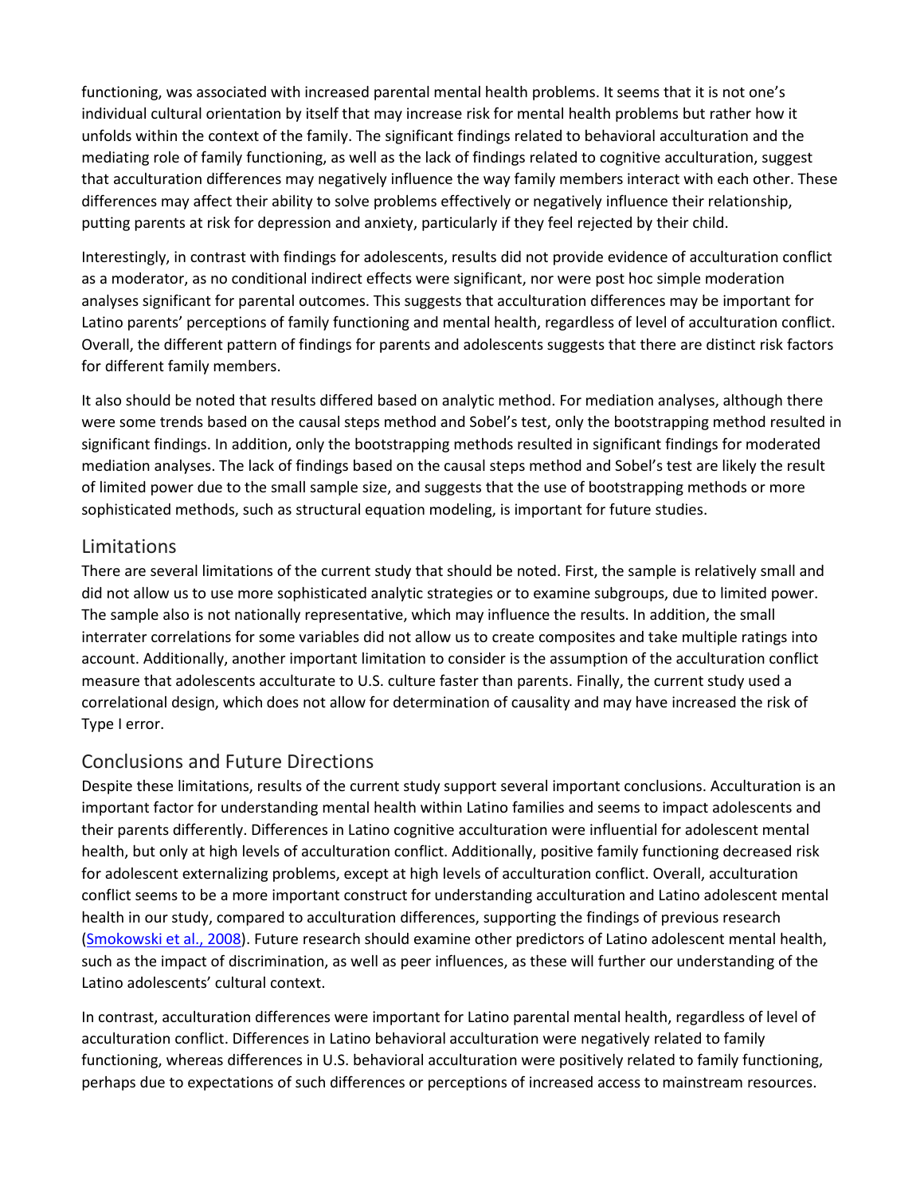functioning, was associated with increased parental mental health problems. It seems that it is not one's individual cultural orientation by itself that may increase risk for mental health problems but rather how it unfolds within the context of the family. The significant findings related to behavioral acculturation and the mediating role of family functioning, as well as the lack of findings related to cognitive acculturation, suggest that acculturation differences may negatively influence the way family members interact with each other. These differences may affect their ability to solve problems effectively or negatively influence their relationship, putting parents at risk for depression and anxiety, particularly if they feel rejected by their child.

Interestingly, in contrast with findings for adolescents, results did not provide evidence of acculturation conflict as a moderator, as no conditional indirect effects were significant, nor were post hoc simple moderation analyses significant for parental outcomes. This suggests that acculturation differences may be important for Latino parents' perceptions of family functioning and mental health, regardless of level of acculturation conflict. Overall, the different pattern of findings for parents and adolescents suggests that there are distinct risk factors for different family members.

It also should be noted that results differed based on analytic method. For mediation analyses, although there were some trends based on the causal steps method and Sobel's test, only the bootstrapping method resulted in significant findings. In addition, only the bootstrapping methods resulted in significant findings for moderated mediation analyses. The lack of findings based on the causal steps method and Sobel's test are likely the result of limited power due to the small sample size, and suggests that the use of bootstrapping methods or more sophisticated methods, such as structural equation modeling, is important for future studies.

## Limitations

There are several limitations of the current study that should be noted. First, the sample is relatively small and did not allow us to use more sophisticated analytic strategies or to examine subgroups, due to limited power. The sample also is not nationally representative, which may influence the results. In addition, the small interrater correlations for some variables did not allow us to create composites and take multiple ratings into account. Additionally, another important limitation to consider is the assumption of the acculturation conflict measure that adolescents acculturate to U.S. culture faster than parents. Finally, the current study used a correlational design, which does not allow for determination of causality and may have increased the risk of Type I error.

## Conclusions and Future Directions

Despite these limitations, results of the current study support several important conclusions. Acculturation is an important factor for understanding mental health within Latino families and seems to impact adolescents and their parents differently. Differences in Latino cognitive acculturation were influential for adolescent mental health, but only at high levels of acculturation conflict. Additionally, positive family functioning decreased risk for adolescent externalizing problems, except at high levels of acculturation conflict. Overall, acculturation conflict seems to be a more important construct for understanding acculturation and Latino adolescent mental health in our study, compared to acculturation differences, supporting the findings of previous research (Smokowski et al., 2008). Future research should examine other predictors of Latino adolescent mental health, such as the impact of discrimination, as well as peer influences, as these will further our understanding of the Latino adolescents' cultural context.

In contrast, acculturation differences were important for Latino parental mental health, regardless of level of acculturation conflict. Differences in Latino behavioral acculturation were negatively related to family functioning, whereas differences in U.S. behavioral acculturation were positively related to family functioning, perhaps due to expectations of such differences or perceptions of increased access to mainstream resources.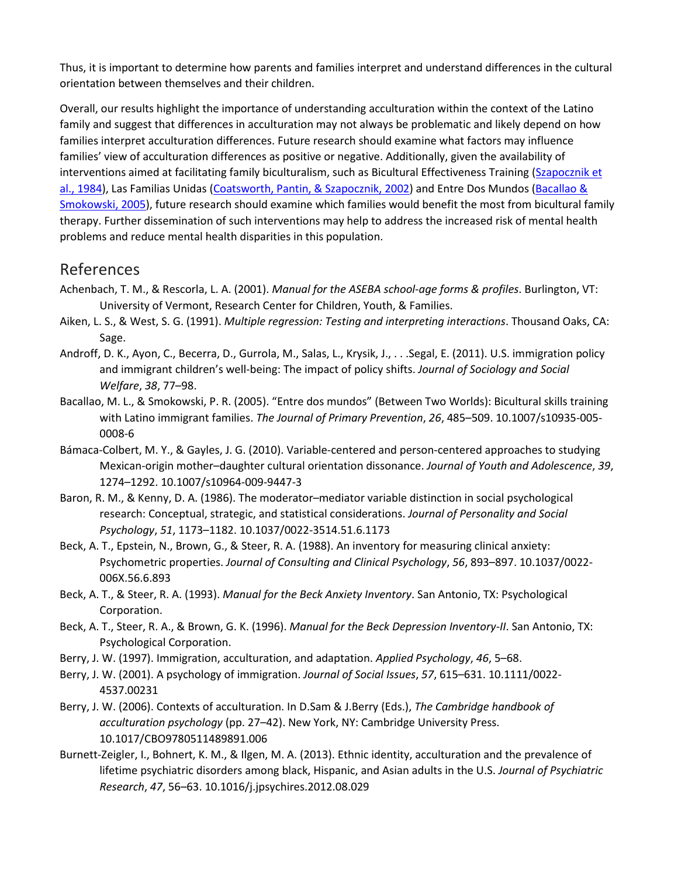Thus, it is important to determine how parents and families interpret and understand differences in the cultural orientation between themselves and their children.

Overall, our results highlight the importance of understanding acculturation within the context of the Latino family and suggest that differences in acculturation may not always be problematic and likely depend on how families interpret acculturation differences. Future research should examine what factors may influence families' view of acculturation differences as positive or negative. Additionally, given the availability of interventions aimed at facilitating family biculturalism, such as Bicultural Effectiveness Training (Szapocznik et al., 1984), Las Familias Unidas (Coatsworth, Pantin, & Szapocznik, 2002) and Entre Dos Mundos (Bacallao & Smokowski, 2005), future research should examine which families would benefit the most from bicultural family therapy. Further dissemination of such interventions may help to address the increased risk of mental health problems and reduce mental health disparities in this population.

## References

Achenbach, T. M., & Rescorla, L. A. (2001). *Manual for the ASEBA school-age forms & profiles*. Burlington, VT: University of Vermont, Research Center for Children, Youth, & Families.

Aiken, L. S., & West, S. G. (1991). *Multiple regression: Testing and interpreting interactions*. Thousand Oaks, CA: Sage.

Androff, D. K., Ayon, C., Becerra, D., Gurrola, M., Salas, L., Krysik, J., . . .Segal, E. (2011). U.S. immigration policy and immigrant children's well-being: The impact of policy shifts. *Journal of Sociology and Social Welfare*, *38*, 77–98.

Bacallao, M. L., & Smokowski, P. R. (2005). "Entre dos mundos" (Between Two Worlds): Bicultural skills training with Latino immigrant families. *The Journal of Primary Prevention*, *26*, 485–509. 10.1007/s10935-005-0008-6

Bámaca-Colbert, M. Y., & Gayles, J. G. (2010). Variable-centered and person-centered approaches to studying Mexican-origin mother–daughter cultural orientation dissonance. *Journal of Youth and Adolescence*, *39*, 1274–1292. 10.1007/s10964-009-9447-3

Baron, R. M., & Kenny, D. A. (1986). The moderator–mediator variable distinction in social psychological research: Conceptual, strategic, and statistical considerations. *Journal of Personality and Social Psychology*, *51*, 1173–1182. 10.1037/0022-3514.51.6.1173

Beck, A. T., Epstein, N., Brown, G., & Steer, R. A. (1988). An inventory for measuring clinical anxiety: Psychometric properties. *Journal of Consulting and Clinical Psychology*, *56*, 893–897. 10.1037/0022-006X.56.6.893

Beck, A. T., & Steer, R. A. (1993). *Manual for the Beck Anxiety Inventory*. San Antonio, TX: Psychological Corporation.

Beck, A. T., Steer, R. A., & Brown, G. K. (1996). *Manual for the Beck Depression Inventory-II*. San Antonio, TX: Psychological Corporation.

Berry, J. W. (1997). Immigration, acculturation, and adaptation. *Applied Psychology*, *46*, 5–68.

Berry, J. W. (2001). A psychology of immigration. *Journal of Social Issues*, *57*, 615–631. 10.1111/0022-4537.00231

Berry, J. W. (2006). Contexts of acculturation. In D.Sam & J.Berry (Eds.), *The Cambridge handbook of acculturation psychology* (pp. 27–42). New York, NY: Cambridge University Press. 10.1017/CBO9780511489891.006

Burnett-Zeigler, I., Bohnert, K. M., & Ilgen, M. A. (2013). Ethnic identity, acculturation and the prevalence of lifetime psychiatric disorders among black, Hispanic, and Asian adults in the U.S. *Journal of Psychiatric Research*, *47*, 56–63. 10.1016/j.jpsychires.2012.08.029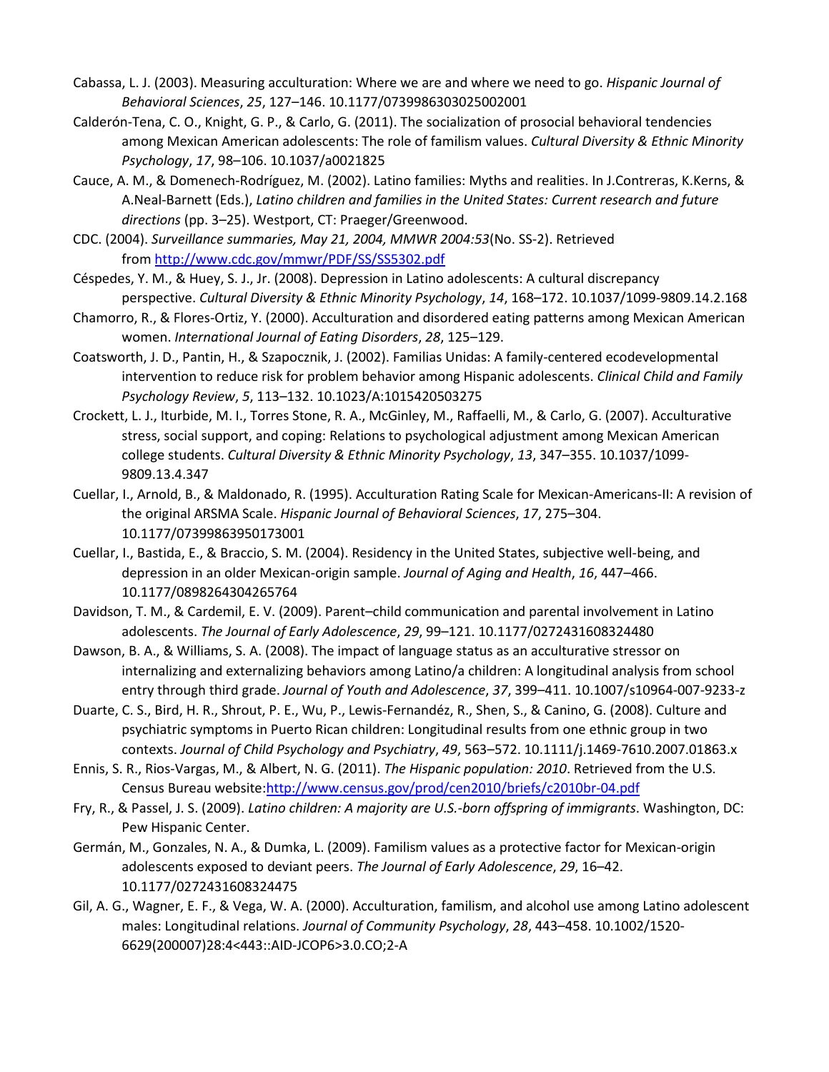Cabassa, L. J. (2003). Measuring acculturation: Where we are and where we need to go. *Hispanic Journal of Behavioral Sciences*, *25*, 127–146. 10.1177/0739986303025002001

Calderón-Tena, C. O., Knight, G. P., & Carlo, G. (2011). The socialization of prosocial behavioral tendencies among Mexican American adolescents: The role of familism values. *Cultural Diversity & Ethnic Minority Psychology*, *17*, 98–106. 10.1037/a0021825

Cauce, A. M., & Domenech-Rodríguez, M. (2002). Latino families: Myths and realities. In J.Contreras, K.Kerns, & A.Neal-Barnett (Eds.), *Latino children and families in the United States: Current research and future directions* (pp. 3–25). Westport, CT: Praeger/Greenwood.

CDC. (2004). *Surveillance summaries, May 21, 2004, MMWR 2004:53*(No. SS-2). Retrieved from http://www.cdc.gov/mmwr/PDF/SS/SS5302.pdf

Céspedes, Y. M., & Huey, S. J., Jr. (2008). Depression in Latino adolescents: A cultural discrepancy perspective. *Cultural Diversity & Ethnic Minority Psychology*, *14*, 168–172. 10.1037/1099-9809.14.2.168

Chamorro, R., & Flores-Ortiz, Y. (2000). Acculturation and disordered eating patterns among Mexican American women. *International Journal of Eating Disorders*, *28*, 125–129.

Coatsworth, J. D., Pantin, H., & Szapocznik, J. (2002). Familias Unidas: A family-centered ecodevelopmental intervention to reduce risk for problem behavior among Hispanic adolescents. *Clinical Child and Family Psychology Review*, *5*, 113–132. 10.1023/A:1015420503275

Crockett, L. J., Iturbide, M. I., Torres Stone, R. A., McGinley, M., Raffaelli, M., & Carlo, G. (2007). Acculturative stress, social support, and coping: Relations to psychological adjustment among Mexican American college students. *Cultural Diversity & Ethnic Minority Psychology*, *13*, 347–355. 10.1037/1099-9809.13.4.347

Cuellar, I., Arnold, B., & Maldonado, R. (1995). Acculturation Rating Scale for Mexican-Americans-II: A revision of the original ARSMA Scale. *Hispanic Journal of Behavioral Sciences*, *17*, 275–304. 10.1177/07399863950173001

Cuellar, I., Bastida, E., & Braccio, S. M. (2004). Residency in the United States, subjective well-being, and depression in an older Mexican-origin sample. *Journal of Aging and Health*, *16*, 447–466. 10.1177/0898264304265764

Davidson, T. M., & Cardemil, E. V. (2009). Parent–child communication and parental involvement in Latino adolescents. *The Journal of Early Adolescence*, *29*, 99–121. 10.1177/0272431608324480

Dawson, B. A., & Williams, S. A. (2008). The impact of language status as an acculturative stressor on internalizing and externalizing behaviors among Latino/a children: A longitudinal analysis from school entry through third grade. *Journal of Youth and Adolescence*, *37*, 399–411. 10.1007/s10964-007-9233-z

Duarte, C. S., Bird, H. R., Shrout, P. E., Wu, P., Lewis-Fernandéz, R., Shen, S., & Canino, G. (2008). Culture and psychiatric symptoms in Puerto Rican children: Longitudinal results from one ethnic group in two contexts. *Journal of Child Psychology and Psychiatry*, *49*, 563–572. 10.1111/j.1469-7610.2007.01863.x

Ennis, S. R., Rios-Vargas, M., & Albert, N. G. (2011). *The Hispanic population: 2010*. Retrieved from the U.S. Census Bureau website:http://www.census.gov/prod/cen2010/briefs/c2010br-04.pdf

Fry, R., & Passel, J. S. (2009). *Latino children: A majority are U.S.-born offspring of immigrants*. Washington, DC: Pew Hispanic Center.

Germán, M., Gonzales, N. A., & Dumka, L. (2009). Familism values as a protective factor for Mexican-origin adolescents exposed to deviant peers. *The Journal of Early Adolescence*, *29*, 16–42. 10.1177/0272431608324475

Gil, A. G., Wagner, E. F., & Vega, W. A. (2000). Acculturation, familism, and alcohol use among Latino adolescent males: Longitudinal relations. *Journal of Community Psychology*, *28*, 443–458. 10.1002/1520-6629(200007)28:4<443::AID-JCOP6>3.0.CO;2-A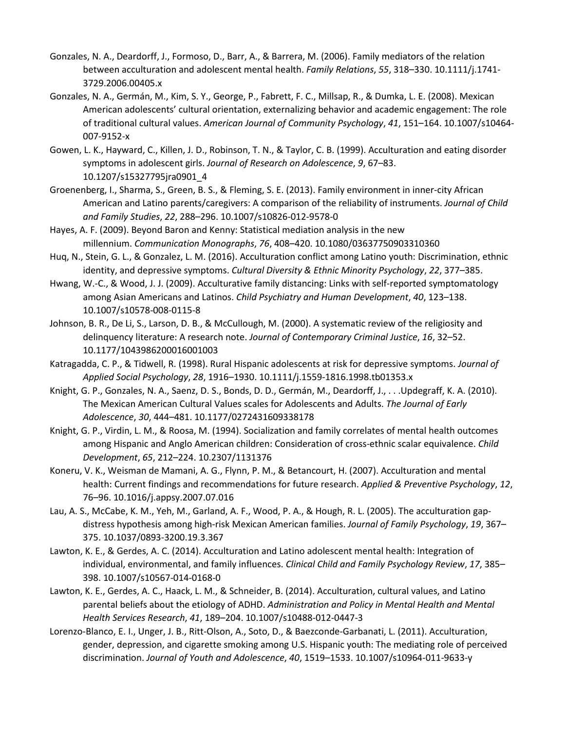Gonzales, N. A., Deardorff, J., Formoso, D., Barr, A., & Barrera, M. (2006). Family mediators of the relation between acculturation and adolescent mental health. *Family Relations*, *55*, 318–330. 10.1111/j.1741-3729.2006.00405.x

Gonzales, N. A., Germán, M., Kim, S. Y., George, P., Fabrett, F. C., Millsap, R., & Dumka, L. E. (2008). Mexican American adolescents' cultural orientation, externalizing behavior and academic engagement: The role of traditional cultural values. *American Journal of Community Psychology*, *41*, 151–164. 10.1007/s10464-007-9152-x

Gowen, L. K., Hayward, C., Killen, J. D., Robinson, T. N., & Taylor, C. B. (1999). Acculturation and eating disorder symptoms in adolescent girls. *Journal of Research on Adolescence*, *9*, 67–83. 10.1207/s15327795jra0901_4

Groenenberg, I., Sharma, S., Green, B. S., & Fleming, S. E. (2013). Family environment in inner-city African American and Latino parents/caregivers: A comparison of the reliability of instruments. *Journal of Child and Family Studies*, *22*, 288–296. 10.1007/s10826-012-9578-0

Hayes, A. F. (2009). Beyond Baron and Kenny: Statistical mediation analysis in the new millennium. *Communication Monographs*, *76*, 408–420. 10.1080/03637750903310360

Huq, N., Stein, G. L., & Gonzalez, L. M. (2016). Acculturation conflict among Latino youth: Discrimination, ethnic identity, and depressive symptoms. *Cultural Diversity & Ethnic Minority Psychology*, *22*, 377–385.

Hwang, W.-C., & Wood, J. J. (2009). Acculturative family distancing: Links with self-reported symptomatology among Asian Americans and Latinos. *Child Psychiatry and Human Development*, *40*, 123–138. 10.1007/s10578-008-0115-8

Johnson, B. R., De Li, S., Larson, D. B., & McCullough, M. (2000). A systematic review of the religiosity and delinquency literature: A research note. *Journal of Contemporary Criminal Justice*, *16*, 32–52. 10.1177/1043986200016001003

Katragadda, C. P., & Tidwell, R. (1998). Rural Hispanic adolescents at risk for depressive symptoms. *Journal of Applied Social Psychology*, *28*, 1916–1930. 10.1111/j.1559-1816.1998.tb01353.x

Knight, G. P., Gonzales, N. A., Saenz, D. S., Bonds, D. D., Germán, M., Deardorff, J., . . .Updegraff, K. A. (2010). The Mexican American Cultural Values scales for Adolescents and Adults. *The Journal of Early Adolescence*, *30*, 444–481. 10.1177/0272431609338178

Knight, G. P., Virdin, L. M., & Roosa, M. (1994). Socialization and family correlates of mental health outcomes among Hispanic and Anglo American children: Consideration of cross-ethnic scalar equivalence. *Child Development*, *65*, 212–224. 10.2307/1131376

Koneru, V. K., Weisman de Mamani, A. G., Flynn, P. M., & Betancourt, H. (2007). Acculturation and mental health: Current findings and recommendations for future research. *Applied & Preventive Psychology*, *12*, 76–96. 10.1016/j.appsy.2007.07.016

Lau, A. S., McCabe, K. M., Yeh, M., Garland, A. F., Wood, P. A., & Hough, R. L. (2005). The acculturation gap-distress hypothesis among high-risk Mexican American families. *Journal of Family Psychology*, *19*, 367–375. 10.1037/0893-3200.19.3.367

Lawton, K. E., & Gerdes, A. C. (2014). Acculturation and Latino adolescent mental health: Integration of individual, environmental, and family influences. *Clinical Child and Family Psychology Review*, *17*, 385–398. 10.1007/s10567-014-0168-0

Lawton, K. E., Gerdes, A. C., Haack, L. M., & Schneider, B. (2014). Acculturation, cultural values, and Latino parental beliefs about the etiology of ADHD. *Administration and Policy in Mental Health and Mental Health Services Research*, *41*, 189–204. 10.1007/s10488-012-0447-3

Lorenzo-Blanco, E. I., Unger, J. B., Ritt-Olson, A., Soto, D., & Baezconde-Garbanati, L. (2011). Acculturation, gender, depression, and cigarette smoking among U.S. Hispanic youth: The mediating role of perceived discrimination. *Journal of Youth and Adolescence*, *40*, 1519–1533. 10.1007/s10964-011-9633-y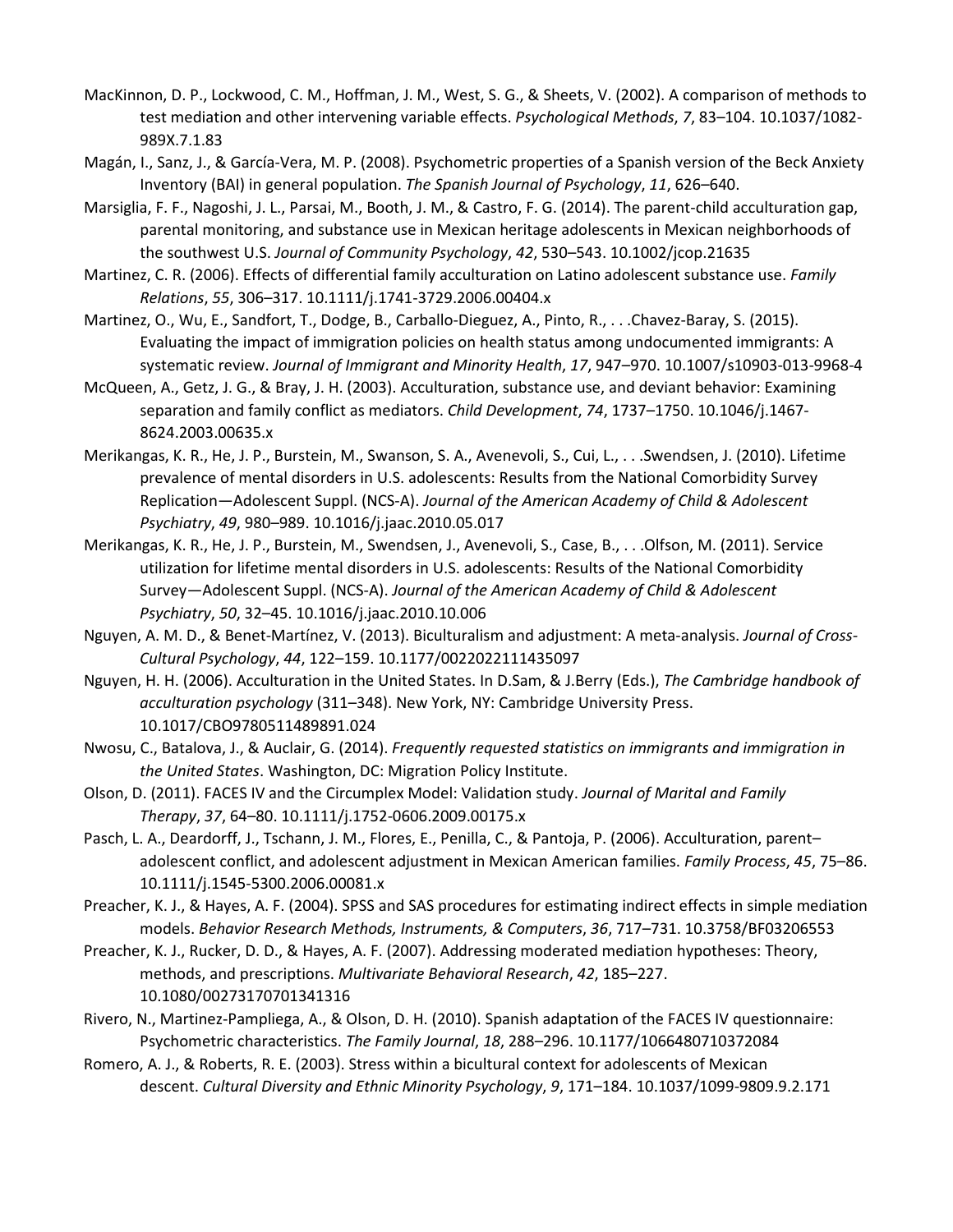MacKinnon, D. P., Lockwood, C. M., Hoffman, J. M., West, S. G., & Sheets, V. (2002). A comparison of methods to test mediation and other intervening variable effects. *Psychological Methods*, *7*, 83–104. 10.1037/1082-989X.7.1.83

Magán, I., Sanz, J., & García-Vera, M. P. (2008). Psychometric properties of a Spanish version of the Beck Anxiety Inventory (BAI) in general population. *The Spanish Journal of Psychology*, *11*, 626–640.

Marsiglia, F. F., Nagoshi, J. L., Parsai, M., Booth, J. M., & Castro, F. G. (2014). The parent-child acculturation gap, parental monitoring, and substance use in Mexican heritage adolescents in Mexican neighborhoods of the southwest U.S. *Journal of Community Psychology*, *42*, 530–543. 10.1002/jcop.21635

Martinez, C. R. (2006). Effects of differential family acculturation on Latino adolescent substance use. *Family Relations*, *55*, 306–317. 10.1111/j.1741-3729.2006.00404.x

Martinez, O., Wu, E., Sandfort, T., Dodge, B., Carballo-Dieguez, A., Pinto, R., . . .Chavez-Baray, S. (2015). Evaluating the impact of immigration policies on health status among undocumented immigrants: A systematic review. *Journal of Immigrant and Minority Health*, *17*, 947–970. 10.1007/s10903-013-9968-4

McQueen, A., Getz, J. G., & Bray, J. H. (2003). Acculturation, substance use, and deviant behavior: Examining separation and family conflict as mediators. *Child Development*, *74*, 1737–1750. 10.1046/j.1467-8624.2003.00635.x

Merikangas, K. R., He, J. P., Burstein, M., Swanson, S. A., Avenevoli, S., Cui, L., . . .Swendsen, J. (2010). Lifetime prevalence of mental disorders in U.S. adolescents: Results from the National Comorbidity Survey Replication—Adolescent Suppl. (NCS-A). *Journal of the American Academy of Child & Adolescent Psychiatry*, *49*, 980–989. 10.1016/j.jaac.2010.05.017

Merikangas, K. R., He, J. P., Burstein, M., Swendsen, J., Avenevoli, S., Case, B., . . .Olfson, M. (2011). Service utilization for lifetime mental disorders in U.S. adolescents: Results of the National Comorbidity Survey—Adolescent Suppl. (NCS-A). *Journal of the American Academy of Child & Adolescent Psychiatry*, *50*, 32–45. 10.1016/j.jaac.2010.10.006

Nguyen, A. M. D., & Benet-Martínez, V. (2013). Biculturalism and adjustment: A meta-analysis. *Journal of Cross-Cultural Psychology*, *44*, 122–159. 10.1177/0022022111435097

Nguyen, H. H. (2006). Acculturation in the United States. In D.Sam, & J.Berry (Eds.), *The Cambridge handbook of acculturation psychology* (311–348). New York, NY: Cambridge University Press. 10.1017/CBO9780511489891.024

Nwosu, C., Batalova, J., & Auclair, G. (2014). *Frequently requested statistics on immigrants and immigration in the United States*. Washington, DC: Migration Policy Institute.

Olson, D. (2011). FACES IV and the Circumplex Model: Validation study. *Journal of Marital and Family Therapy*, *37*, 64–80. 10.1111/j.1752-0606.2009.00175.x

Pasch, L. A., Deardorff, J., Tschann, J. M., Flores, E., Penilla, C., & Pantoja, P. (2006). Acculturation, parent–adolescent conflict, and adolescent adjustment in Mexican American families. *Family Process*, *45*, 75–86. 10.1111/j.1545-5300.2006.00081.x

Preacher, K. J., & Hayes, A. F. (2004). SPSS and SAS procedures for estimating indirect effects in simple mediation models. *Behavior Research Methods, Instruments, & Computers*, *36*, 717–731. 10.3758/BF03206553

Preacher, K. J., Rucker, D. D., & Hayes, A. F. (2007). Addressing moderated mediation hypotheses: Theory, methods, and prescriptions. *Multivariate Behavioral Research*, *42*, 185–227. 10.1080/00273170701341316

Rivero, N., Martinez-Pampliega, A., & Olson, D. H. (2010). Spanish adaptation of the FACES IV questionnaire: Psychometric characteristics. *The Family Journal*, *18*, 288–296. 10.1177/1066480710372084

Romero, A. J., & Roberts, R. E. (2003). Stress within a bicultural context for adolescents of Mexican descent. *Cultural Diversity and Ethnic Minority Psychology*, *9*, 171–184. 10.1037/1099-9809.9.2.171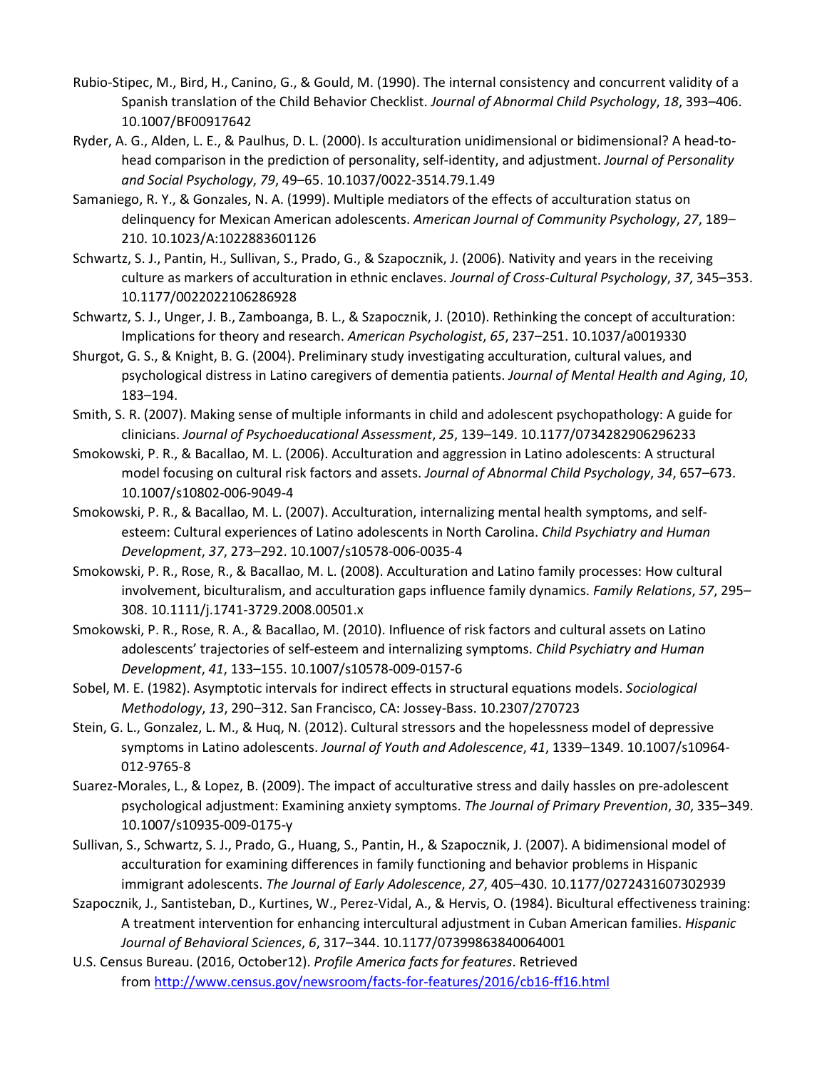Rubio-Stipec, M., Bird, H., Canino, G., & Gould, M. (1990). The internal consistency and concurrent validity of a Spanish translation of the Child Behavior Checklist. *Journal of Abnormal Child Psychology*, *18*, 393–406. 10.1007/BF00917642

Ryder, A. G., Alden, L. E., & Paulhus, D. L. (2000). Is acculturation unidimensional or bidimensional? A head-to-head comparison in the prediction of personality, self-identity, and adjustment. *Journal of Personality and Social Psychology*, *79*, 49–65. 10.1037/0022-3514.79.1.49

Samaniego, R. Y., & Gonzales, N. A. (1999). Multiple mediators of the effects of acculturation status on delinquency for Mexican American adolescents. *American Journal of Community Psychology*, *27*, 189–210. 10.1023/A:1022883601126

Schwartz, S. J., Pantin, H., Sullivan, S., Prado, G., & Szapocznik, J. (2006). Nativity and years in the receiving culture as markers of acculturation in ethnic enclaves. *Journal of Cross-Cultural Psychology*, *37*, 345–353. 10.1177/0022022106286928

Schwartz, S. J., Unger, J. B., Zamboanga, B. L., & Szapocznik, J. (2010). Rethinking the concept of acculturation: Implications for theory and research. *American Psychologist*, *65*, 237–251. 10.1037/a0019330

Shurgot, G. S., & Knight, B. G. (2004). Preliminary study investigating acculturation, cultural values, and psychological distress in Latino caregivers of dementia patients. *Journal of Mental Health and Aging*, *10*, 183–194.

Smith, S. R. (2007). Making sense of multiple informants in child and adolescent psychopathology: A guide for clinicians. *Journal of Psychoeducational Assessment*, *25*, 139–149. 10.1177/0734282906296233

Smokowski, P. R., & Bacallao, M. L. (2006). Acculturation and aggression in Latino adolescents: A structural model focusing on cultural risk factors and assets. *Journal of Abnormal Child Psychology*, *34*, 657–673. 10.1007/s10802-006-9049-4

Smokowski, P. R., & Bacallao, M. L. (2007). Acculturation, internalizing mental health symptoms, and self-esteem: Cultural experiences of Latino adolescents in North Carolina. *Child Psychiatry and Human Development*, *37*, 273–292. 10.1007/s10578-006-0035-4

Smokowski, P. R., Rose, R., & Bacallao, M. L. (2008). Acculturation and Latino family processes: How cultural involvement, biculturalism, and acculturation gaps influence family dynamics. *Family Relations*, *57*, 295–308. 10.1111/j.1741-3729.2008.00501.x

Smokowski, P. R., Rose, R. A., & Bacallao, M. (2010). Influence of risk factors and cultural assets on Latino adolescents' trajectories of self-esteem and internalizing symptoms. *Child Psychiatry and Human Development*, *41*, 133–155. 10.1007/s10578-009-0157-6

Sobel, M. E. (1982). Asymptotic intervals for indirect effects in structural equations models. *Sociological Methodology*, *13*, 290–312. San Francisco, CA: Jossey-Bass. 10.2307/270723

Stein, G. L., Gonzalez, L. M., & Huq, N. (2012). Cultural stressors and the hopelessness model of depressive symptoms in Latino adolescents. *Journal of Youth and Adolescence*, *41*, 1339–1349. 10.1007/s10964-012-9765-8

Suarez-Morales, L., & Lopez, B. (2009). The impact of acculturative stress and daily hassles on pre-adolescent psychological adjustment: Examining anxiety symptoms. *The Journal of Primary Prevention*, *30*, 335–349. 10.1007/s10935-009-0175-y

Sullivan, S., Schwartz, S. J., Prado, G., Huang, S., Pantin, H., & Szapocznik, J. (2007). A bidimensional model of acculturation for examining differences in family functioning and behavior problems in Hispanic immigrant adolescents. *The Journal of Early Adolescence*, *27*, 405–430. 10.1177/0272431607302939

Szapocznik, J., Santisteban, D., Kurtines, W., Perez-Vidal, A., & Hervis, O. (1984). Bicultural effectiveness training: A treatment intervention for enhancing intercultural adjustment in Cuban American families. *Hispanic Journal of Behavioral Sciences*, *6*, 317–344. 10.1177/07399863840064001

U.S. Census Bureau. (2016, October12). *Profile America facts for features*. Retrieved from http://www.census.gov/newsroom/facts-for-features/2016/cb16-ff16.html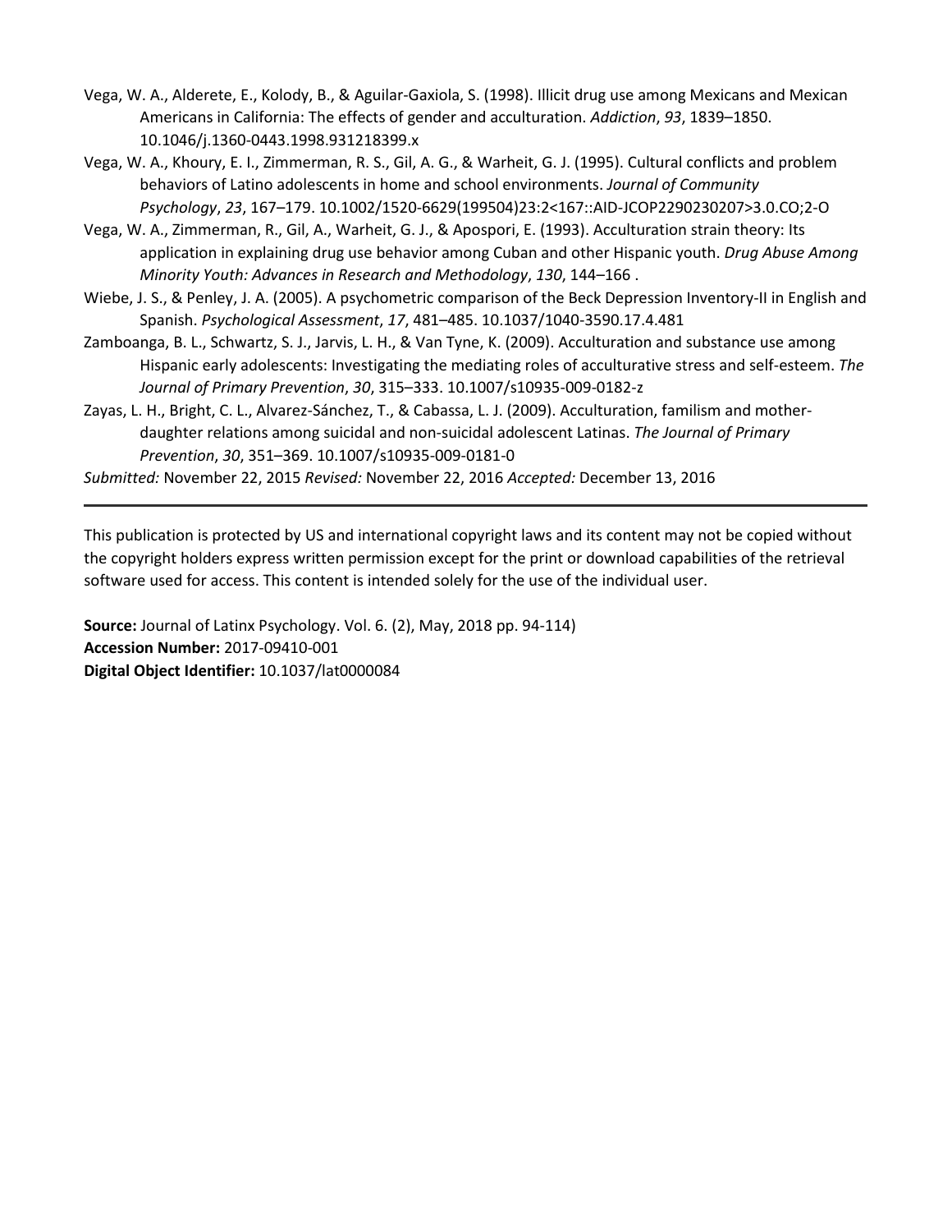Vega, W. A., Alderete, E., Kolody, B., & Aguilar-Gaxiola, S. (1998). Illicit drug use among Mexicans and Mexican Americans in California: The effects of gender and acculturation. *Addiction*, *93*, 1839–1850. 10.1046/j.1360-0443.1998.931218399.x

Vega, W. A., Khoury, E. I., Zimmerman, R. S., Gil, A. G., & Warheit, G. J. (1995). Cultural conflicts and problem behaviors of Latino adolescents in home and school environments. *Journal of Community Psychology*, *23*, 167–179. 10.1002/1520-6629(199504)23:2<167::AID-JCOP2290230207>3.0.CO;2-O

Vega, W. A., Zimmerman, R., Gil, A., Warheit, G. J., & Apospori, E. (1993). Acculturation strain theory: Its application in explaining drug use behavior among Cuban and other Hispanic youth. *Drug Abuse Among Minority Youth: Advances in Research and Methodology*, *130*, 144–166 .

Wiebe, J. S., & Penley, J. A. (2005). A psychometric comparison of the Beck Depression Inventory-II in English and Spanish. *Psychological Assessment*, *17*, 481–485. 10.1037/1040-3590.17.4.481

Zamboanga, B. L., Schwartz, S. J., Jarvis, L. H., & Van Tyne, K. (2009). Acculturation and substance use among Hispanic early adolescents: Investigating the mediating roles of acculturative stress and self-esteem. *The Journal of Primary Prevention*, *30*, 315–333. 10.1007/s10935-009-0182-z

Zayas, L. H., Bright, C. L., Alvarez-Sánchez, T., & Cabassa, L. J. (2009). Acculturation, familism and mother-daughter relations among suicidal and non-suicidal adolescent Latinas. *The Journal of Primary Prevention*, *30*, 351–369. 10.1007/s10935-009-0181-0

*Submitted:* November 22, 2015 *Revised:* November 22, 2016 *Accepted:* December 13, 2016

---

This publication is protected by US and international copyright laws and its content may not be copied without the copyright holders express written permission except for the print or download capabilities of the retrieval software used for access. This content is intended solely for the use of the individual user.

**Source:** Journal of Latinx Psychology. Vol. 6. (2), May, 2018 pp. 94-114)
**Accession Number:** 2017-09410-001
**Digital Object Identifier:** 10.1037/lat0000084